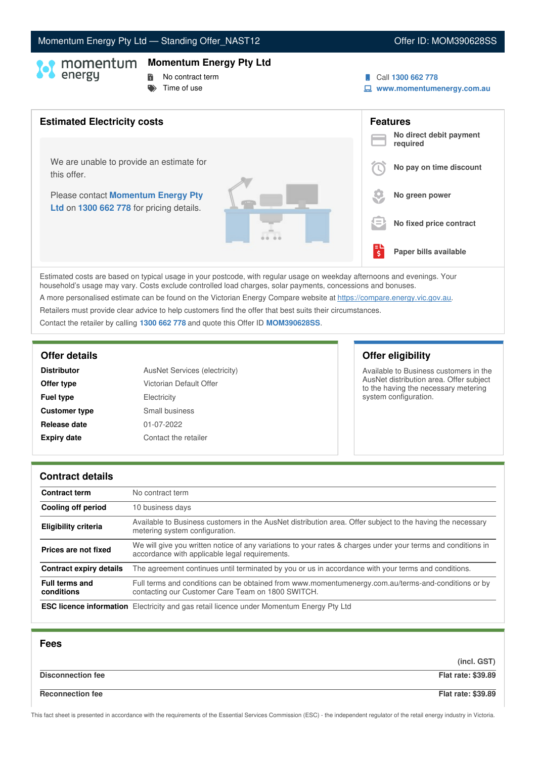Momentum Energy Pty Ltd — Standing Offer_NAST12 | Offer ID: MOM390628SS

# Momentum Energy Pty Ltd

- No contract term
- Time of use

Call 1300 662 778
www.momentumenergy.com.au

## Estimated Electricity costs

We are unable to provide an estimate for this offer.

Please contact **Momentum Energy Pty Ltd** on **1300 662 778** for pricing details.

## Features

- **No direct debit payment required**
- **No pay on time discount**
- **No green power**
- **No fixed price contract**
- **Paper bills available**

Estimated costs are based on typical usage in your postcode, with regular usage on weekday afternoons and evenings. Your household's usage may vary. Costs exclude controlled load charges, solar payments, concessions and bonuses.

A more personalised estimate can be found on the Victorian Energy Compare website at https://compare.energy.vic.gov.au.

Retailers must provide clear advice to help customers find the offer that best suits their circumstances.

Contact the retailer by calling **1300 662 778** and quote this Offer ID **MOM390628SS**.

## Offer details

| | |
|---|---|
| **Distributor** | AusNet Services (electricity) |
| **Offer type** | Victorian Default Offer |
| **Fuel type** | Electricity |
| **Customer type** | Small business |
| **Release date** | 01-07-2022 |
| **Expiry date** | Contact the retailer |

## Offer eligibility

Available to Business customers in the AusNet distribution area. Offer subject to the having the necessary metering system configuration.

## Contract details

| | |
|---|---|
| **Contract term** | No contract term |
| **Cooling off period** | 10 business days |
| **Eligibility criteria** | Available to Business customers in the AusNet distribution area. Offer subject to the having the necessary metering system configuration. |
| **Prices are not fixed** | We will give you written notice of any variations to your rates & charges under your terms and conditions in accordance with applicable legal requirements. |
| **Contract expiry details** | The agreement continues until terminated by you or us in accordance with your terms and conditions. |
| **Full terms and conditions** | Full terms and conditions can be obtained from www.momentumenergy.com.au/terms-and-conditions or by contacting our Customer Care Team on 1800 SWITCH. |
| **ESC licence information** | Electricity and gas retail licence under Momentum Energy Pty Ltd |

## Fees

| | (incl. GST) |
|---|---|
| **Disconnection fee** | **Flat rate: $39.89** |
| **Reconnection fee** | **Flat rate: $39.89** |

This fact sheet is presented in accordance with the requirements of the Essential Services Commission (ESC) - the independent regulator of the retail energy industry in Victoria.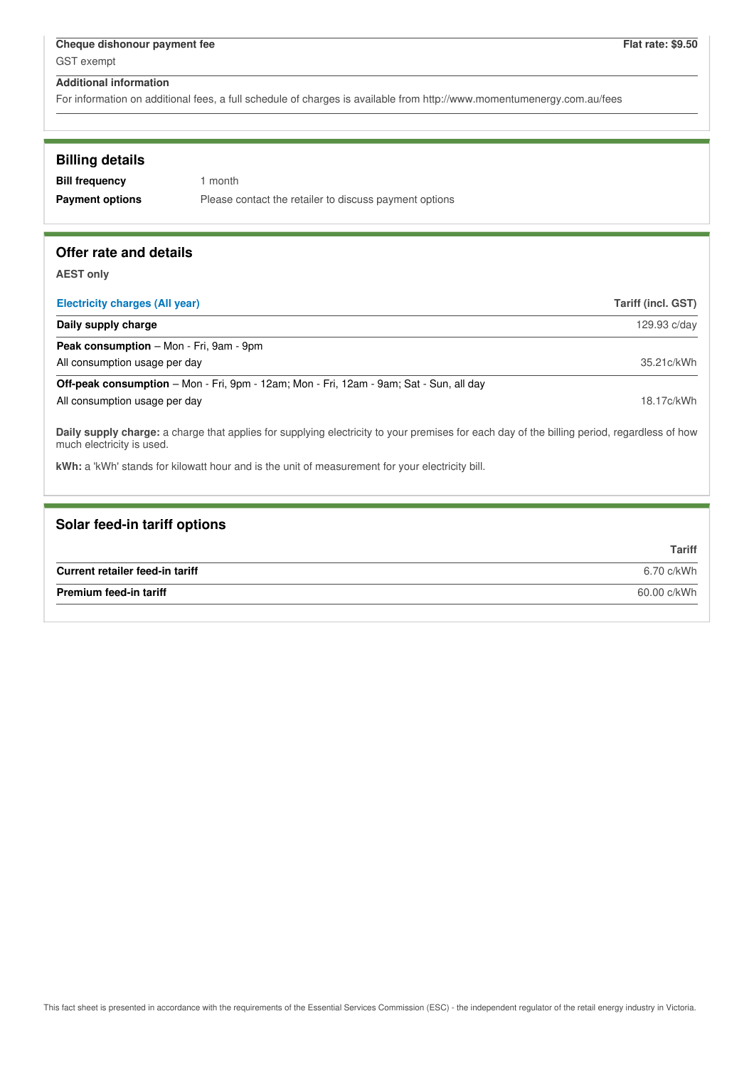| | |
|---|---|
| **Cheque dishonour payment fee** | **Flat rate: $9.50** |
| GST exempt | |

**Additional information**

For information on additional fees, a full schedule of charges is available from http://www.momentumenergy.com.au/fees

## Billing details

| | |
|---|---|
| **Bill frequency** | 1 month |
| **Payment options** | Please contact the retailer to discuss payment options |

## Offer rate and details

**AEST only**

| Electricity charges (All year) | Tariff (incl. GST) |
|---|---|
| **Daily supply charge** | 129.93 c/day |
| **Peak consumption** – Mon - Fri, 9am - 9pm | |
| All consumption usage per day | 35.21c/kWh |
| **Off-peak consumption** – Mon - Fri, 9pm - 12am; Mon - Fri, 12am - 9am; Sat - Sun, all day | |
| All consumption usage per day | 18.17c/kWh |

**Daily supply charge:** a charge that applies for supplying electricity to your premises for each day of the billing period, regardless of how much electricity is used.

**kWh:** a 'kWh' stands for kilowatt hour and is the unit of measurement for your electricity bill.

## Solar feed-in tariff options

| | Tariff |
|---|---|
| **Current retailer feed-in tariff** | 6.70 c/kWh |
| **Premium feed-in tariff** | 60.00 c/kWh |

This fact sheet is presented in accordance with the requirements of the Essential Services Commission (ESC) - the independent regulator of the retail energy industry in Victoria.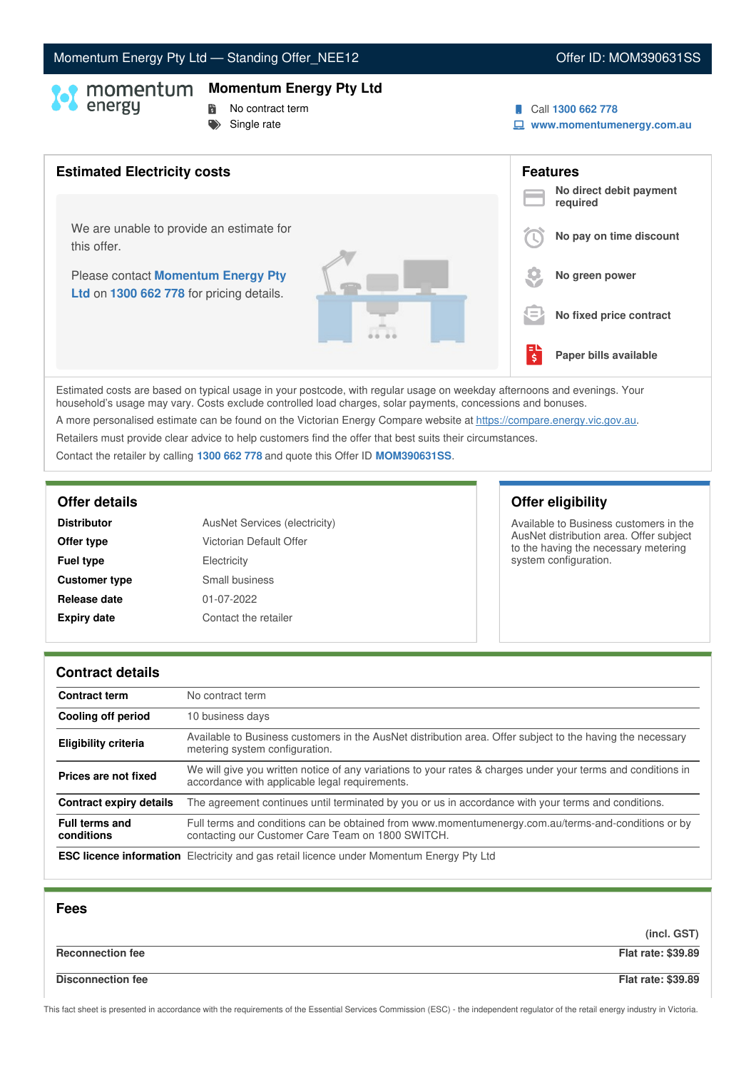Momentum Energy Pty Ltd — Standing Offer_NEE12 | Offer ID: MOM390631SS

# Momentum Energy Pty Ltd

- No contract term
- Single rate

Call **1300 662 778**
**www.momentumenergy.com.au**

## Estimated Electricity costs

We are unable to provide an estimate for this offer.

Please contact **Momentum Energy Pty Ltd** on **1300 662 778** for pricing details.

## Features

- **No direct debit payment required**
- **No pay on time discount**
- **No green power**
- **No fixed price contract**
- **Paper bills available**

Estimated costs are based on typical usage in your postcode, with regular usage on weekday afternoons and evenings. Your household's usage may vary. Costs exclude controlled load charges, solar payments, concessions and bonuses.

A more personalised estimate can be found on the Victorian Energy Compare website at https://compare.energy.vic.gov.au.

Retailers must provide clear advice to help customers find the offer that best suits their circumstances.

Contact the retailer by calling **1300 662 778** and quote this Offer ID **MOM390631SS**.

## Offer details

| | |
|---|---|
| **Distributor** | AusNet Services (electricity) |
| **Offer type** | Victorian Default Offer |
| **Fuel type** | Electricity |
| **Customer type** | Small business |
| **Release date** | 01-07-2022 |
| **Expiry date** | Contact the retailer |

## Offer eligibility

Available to Business customers in the AusNet distribution area. Offer subject to the having the necessary metering system configuration.

## Contract details

| | |
|---|---|
| **Contract term** | No contract term |
| **Cooling off period** | 10 business days |
| **Eligibility criteria** | Available to Business customers in the AusNet distribution area. Offer subject to the having the necessary metering system configuration. |
| **Prices are not fixed** | We will give you written notice of any variations to your rates & charges under your terms and conditions in accordance with applicable legal requirements. |
| **Contract expiry details** | The agreement continues until terminated by you or us in accordance with your terms and conditions. |
| **Full terms and conditions** | Full terms and conditions can be obtained from www.momentumenergy.com.au/terms-and-conditions or by contacting our Customer Care Team on 1800 SWITCH. |
| **ESC licence information** | Electricity and gas retail licence under Momentum Energy Pty Ltd |

## Fees

| | (incl. GST) |
|---|---|
| **Reconnection fee** | **Flat rate: $39.89** |
| **Disconnection fee** | **Flat rate: $39.89** |

This fact sheet is presented in accordance with the requirements of the Essential Services Commission (ESC) - the independent regulator of the retail energy industry in Victoria.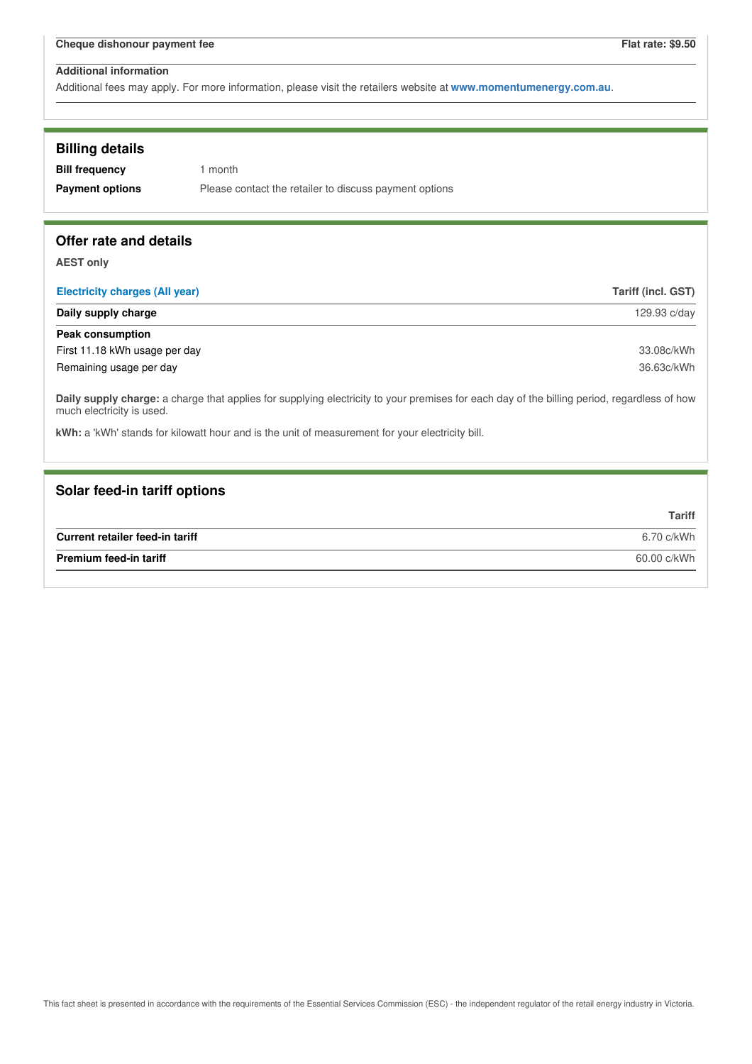| Cheque dishonour payment fee | Flat rate: $9.50 |
|---|---|

**Additional information**

Additional fees may apply. For more information, please visit the retailers website at **www.momentumenergy.com.au**.

## Billing details

| | |
|---|---|
| **Bill frequency** | 1 month |
| **Payment options** | Please contact the retailer to discuss payment options |

## Offer rate and details

**AEST only**

| Electricity charges (All year) | Tariff (incl. GST) |
|---|---|
| **Daily supply charge** | 129.93 c/day |
| **Peak consumption** | |
| First 11.18 kWh usage per day | 33.08c/kWh |
| Remaining usage per day | 36.63c/kWh |

**Daily supply charge:** a charge that applies for supplying electricity to your premises for each day of the billing period, regardless of how much electricity is used.

**kWh:** a 'kWh' stands for kilowatt hour and is the unit of measurement for your electricity bill.

## Solar feed-in tariff options

| | Tariff |
|---|---|
| **Current retailer feed-in tariff** | 6.70 c/kWh |
| **Premium feed-in tariff** | 60.00 c/kWh |

This fact sheet is presented in accordance with the requirements of the Essential Services Commission (ESC) - the independent regulator of the retail energy industry in Victoria.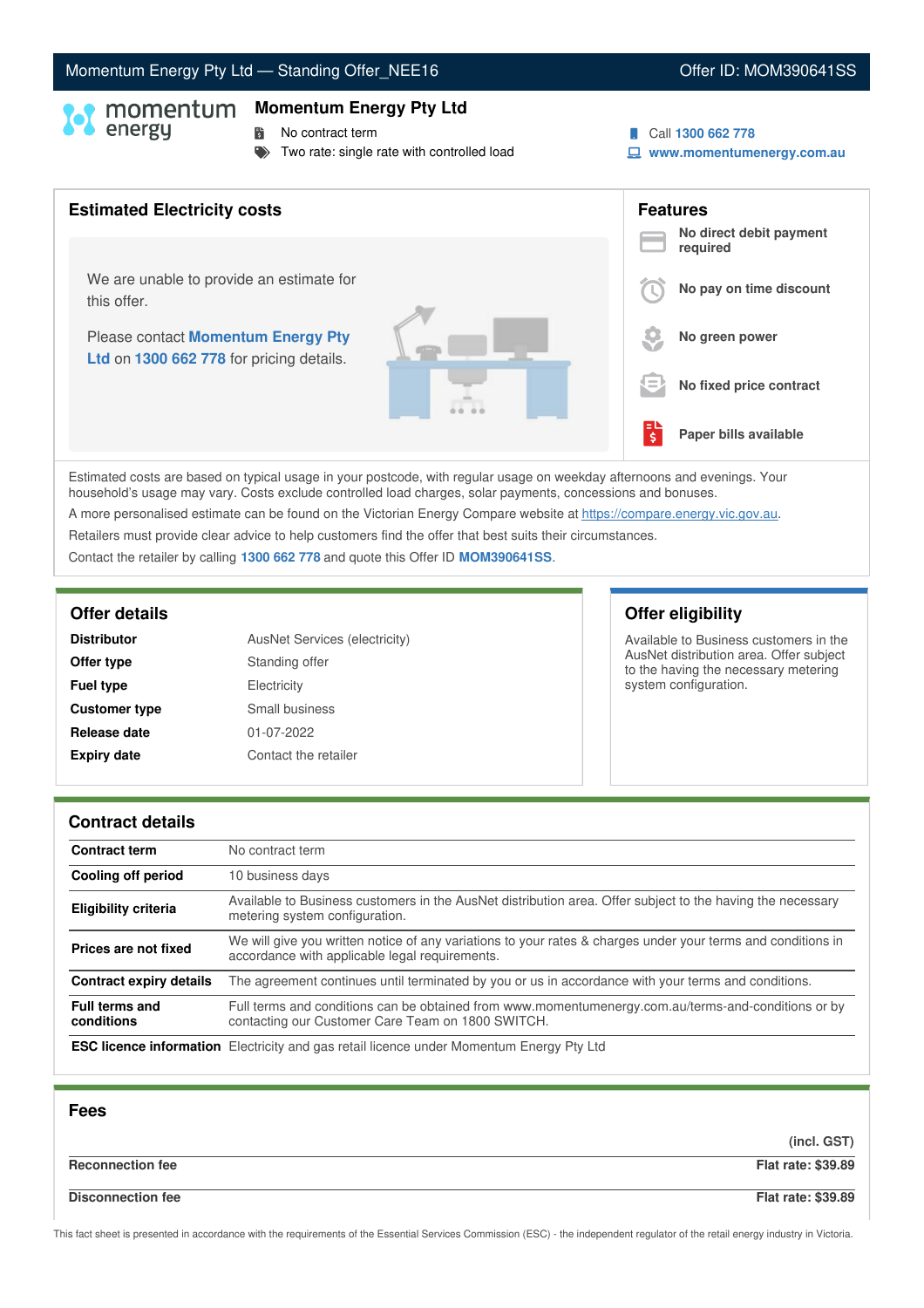Momentum Energy Pty Ltd — Standing Offer_NEE16 | Offer ID: MOM390641SS

## Momentum Energy Pty Ltd

- No contract term
- Two rate: single rate with controlled load

Call **1300 662 778**
**www.momentumenergy.com.au**

## Estimated Electricity costs

We are unable to provide an estimate for this offer.

Please contact **Momentum Energy Pty Ltd** on **1300 662 778** for pricing details.

## Features

- **No direct debit payment required**
- **No pay on time discount**
- **No green power**
- **No fixed price contract**
- **Paper bills available**

Estimated costs are based on typical usage in your postcode, with regular usage on weekday afternoons and evenings. Your household's usage may vary. Costs exclude controlled load charges, solar payments, concessions and bonuses.

A more personalised estimate can be found on the Victorian Energy Compare website at https://compare.energy.vic.gov.au.

Retailers must provide clear advice to help customers find the offer that best suits their circumstances.

Contact the retailer by calling **1300 662 778** and quote this Offer ID **MOM390641SS**.

## Offer details

| | |
|---|---|
| **Distributor** | AusNet Services (electricity) |
| **Offer type** | Standing offer |
| **Fuel type** | Electricity |
| **Customer type** | Small business |
| **Release date** | 01-07-2022 |
| **Expiry date** | Contact the retailer |

## Offer eligibility

Available to Business customers in the AusNet distribution area. Offer subject to the having the necessary metering system configuration.

## Contract details

| | |
|---|---|
| **Contract term** | No contract term |
| **Cooling off period** | 10 business days |
| **Eligibility criteria** | Available to Business customers in the AusNet distribution area. Offer subject to the having the necessary metering system configuration. |
| **Prices are not fixed** | We will give you written notice of any variations to your rates & charges under your terms and conditions in accordance with applicable legal requirements. |
| **Contract expiry details** | The agreement continues until terminated by you or us in accordance with your terms and conditions. |
| **Full terms and conditions** | Full terms and conditions can be obtained from www.momentumenergy.com.au/terms-and-conditions or by contacting our Customer Care Team on 1800 SWITCH. |
| **ESC licence information** | Electricity and gas retail licence under Momentum Energy Pty Ltd |

## Fees

| | (incl. GST) |
|---|---|
| **Reconnection fee** | **Flat rate: $39.89** |
| **Disconnection fee** | **Flat rate: $39.89** |

This fact sheet is presented in accordance with the requirements of the Essential Services Commission (ESC) - the independent regulator of the retail energy industry in Victoria.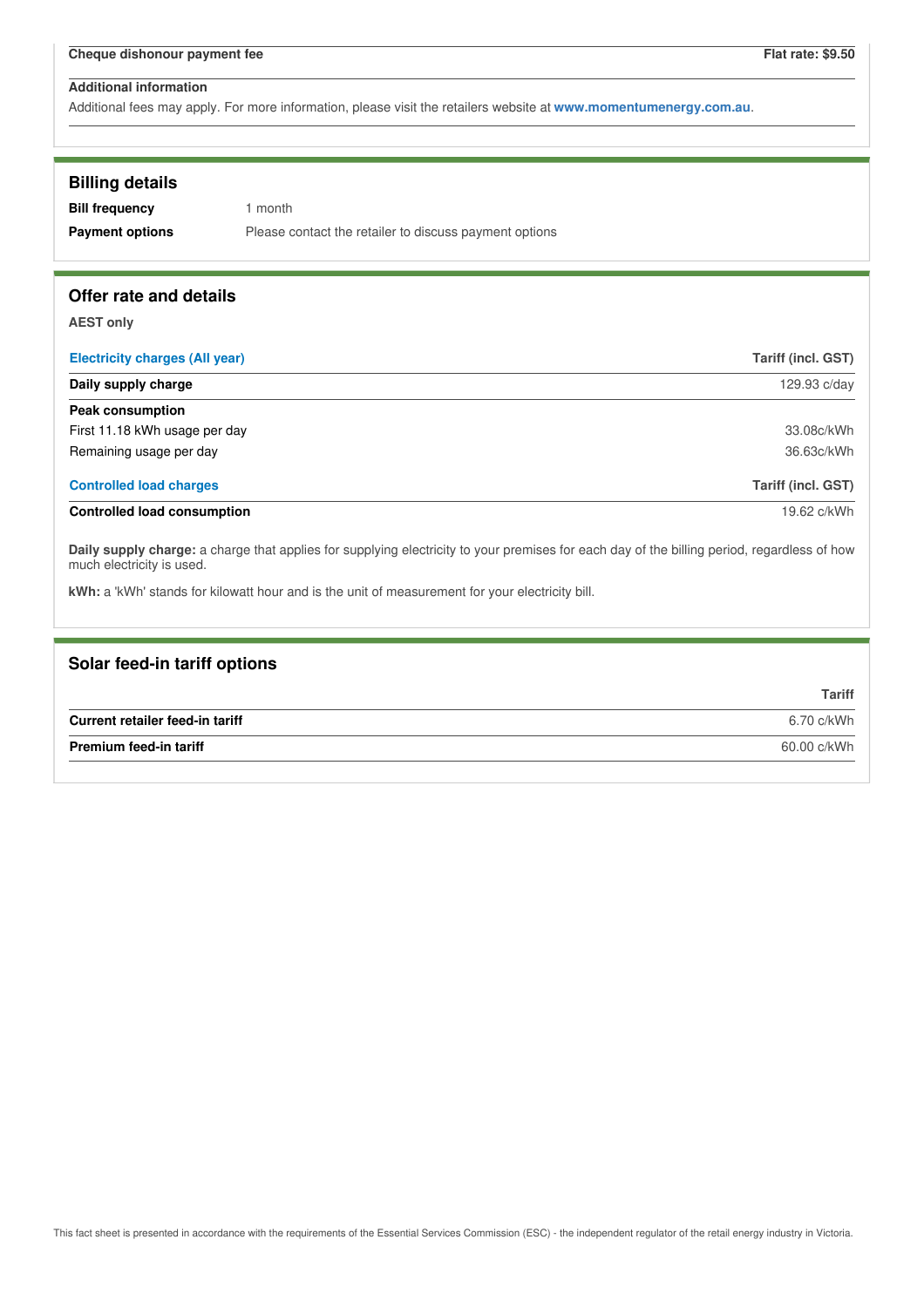| Cheque dishonour payment fee | Flat rate: $9.50 |
| --- | --- |

**Additional information**

Additional fees may apply. For more information, please visit the retailers website at **www.momentumenergy.com.au**.

## Billing details

| | |
| --- | --- |
| **Bill frequency** | 1 month |
| **Payment options** | Please contact the retailer to discuss payment options |

## Offer rate and details

**AEST only**

| Electricity charges (All year) | Tariff (incl. GST) |
| --- | --- |
| **Daily supply charge** | 129.93 c/day |
| **Peak consumption** | |
| First 11.18 kWh usage per day | 33.08c/kWh |
| Remaining usage per day | 36.63c/kWh |

| Controlled load charges | Tariff (incl. GST) |
| --- | --- |
| **Controlled load consumption** | 19.62 c/kWh |

**Daily supply charge:** a charge that applies for supplying electricity to your premises for each day of the billing period, regardless of how much electricity is used.

**kWh:** a 'kWh' stands for kilowatt hour and is the unit of measurement for your electricity bill.

## Solar feed-in tariff options

| | Tariff |
| --- | --- |
| **Current retailer feed-in tariff** | 6.70 c/kWh |
| **Premium feed-in tariff** | 60.00 c/kWh |

This fact sheet is presented in accordance with the requirements of the Essential Services Commission (ESC) - the independent regulator of the retail energy industry in Victoria.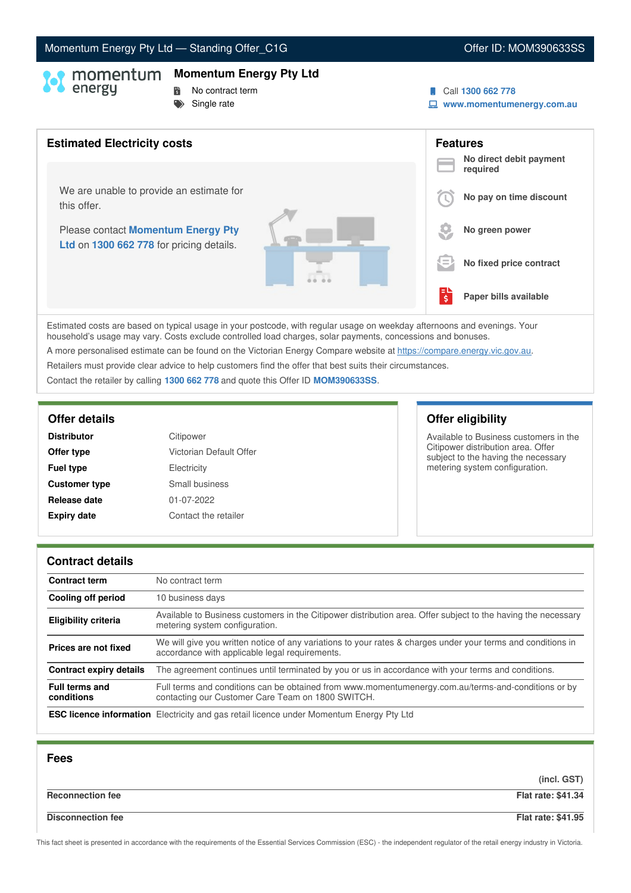Momentum Energy Pty Ltd — Standing Offer_C1G | Offer ID: MOM390633SS

## Momentum Energy Pty Ltd

- No contract term
- Single rate

Call **1300 662 778**
**www.momentumenergy.com.au**

## Estimated Electricity costs

We are unable to provide an estimate for this offer.

Please contact **Momentum Energy Pty Ltd** on **1300 662 778** for pricing details.

## Features

- **No direct debit payment required**
- **No pay on time discount**
- **No green power**
- **No fixed price contract**
- **Paper bills available**

Estimated costs are based on typical usage in your postcode, with regular usage on weekday afternoons and evenings. Your household's usage may vary. Costs exclude controlled load charges, solar payments, concessions and bonuses.

A more personalised estimate can be found on the Victorian Energy Compare website at https://compare.energy.vic.gov.au.

Retailers must provide clear advice to help customers find the offer that best suits their circumstances.

Contact the retailer by calling **1300 662 778** and quote this Offer ID **MOM390633SS**.

## Offer details

| | |
|---|---|
| **Distributor** | Citipower |
| **Offer type** | Victorian Default Offer |
| **Fuel type** | Electricity |
| **Customer type** | Small business |
| **Release date** | 01-07-2022 |
| **Expiry date** | Contact the retailer |

## Offer eligibility

Available to Business customers in the Citipower distribution area. Offer subject to the having the necessary metering system configuration.

## Contract details

| | |
|---|---|
| **Contract term** | No contract term |
| **Cooling off period** | 10 business days |
| **Eligibility criteria** | Available to Business customers in the Citipower distribution area. Offer subject to the having the necessary metering system configuration. |
| **Prices are not fixed** | We will give you written notice of any variations to your rates & charges under your terms and conditions in accordance with applicable legal requirements. |
| **Contract expiry details** | The agreement continues until terminated by you or us in accordance with your terms and conditions. |
| **Full terms and conditions** | Full terms and conditions can be obtained from www.momentumenergy.com.au/terms-and-conditions or by contacting our Customer Care Team on 1800 SWITCH. |
| **ESC licence information** | Electricity and gas retail licence under Momentum Energy Pty Ltd |

## Fees

| | (incl. GST) |
|---|---|
| **Reconnection fee** | **Flat rate: $41.34** |
| **Disconnection fee** | **Flat rate: $41.95** |

This fact sheet is presented in accordance with the requirements of the Essential Services Commission (ESC) - the independent regulator of the retail energy industry in Victoria.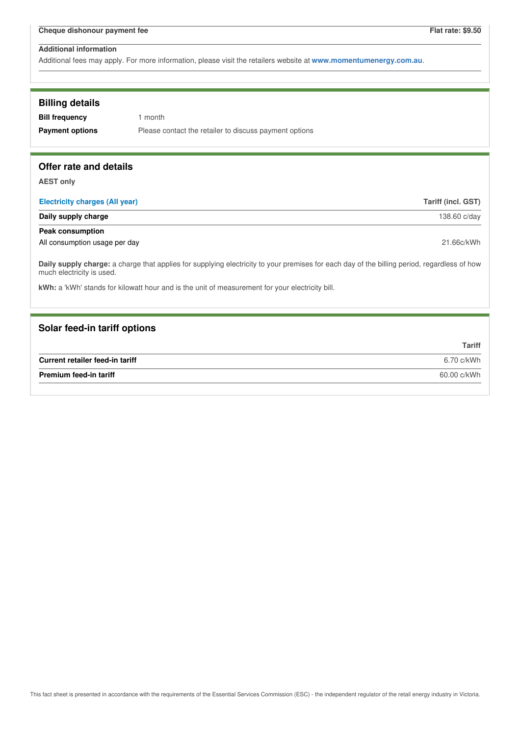| Cheque dishonour payment fee | Flat rate: $9.50 |
|---|---|

**Additional information**

Additional fees may apply. For more information, please visit the retailers website at **www.momentumenergy.com.au**.

## Billing details

**Bill frequency** 1 month

**Payment options** Please contact the retailer to discuss payment options

## Offer rate and details

**AEST only**

| Electricity charges (All year) | Tariff (incl. GST) |
|---|---|
| **Daily supply charge** | 138.60 c/day |
| **Peak consumption** | |
| All consumption usage per day | 21.66c/kWh |

**Daily supply charge:** a charge that applies for supplying electricity to your premises for each day of the billing period, regardless of how much electricity is used.

**kWh:** a 'kWh' stands for kilowatt hour and is the unit of measurement for your electricity bill.

## Solar feed-in tariff options

| | Tariff |
|---|---|
| **Current retailer feed-in tariff** | 6.70 c/kWh |
| **Premium feed-in tariff** | 60.00 c/kWh |

This fact sheet is presented in accordance with the requirements of the Essential Services Commission (ESC) - the independent regulator of the retail energy industry in Victoria.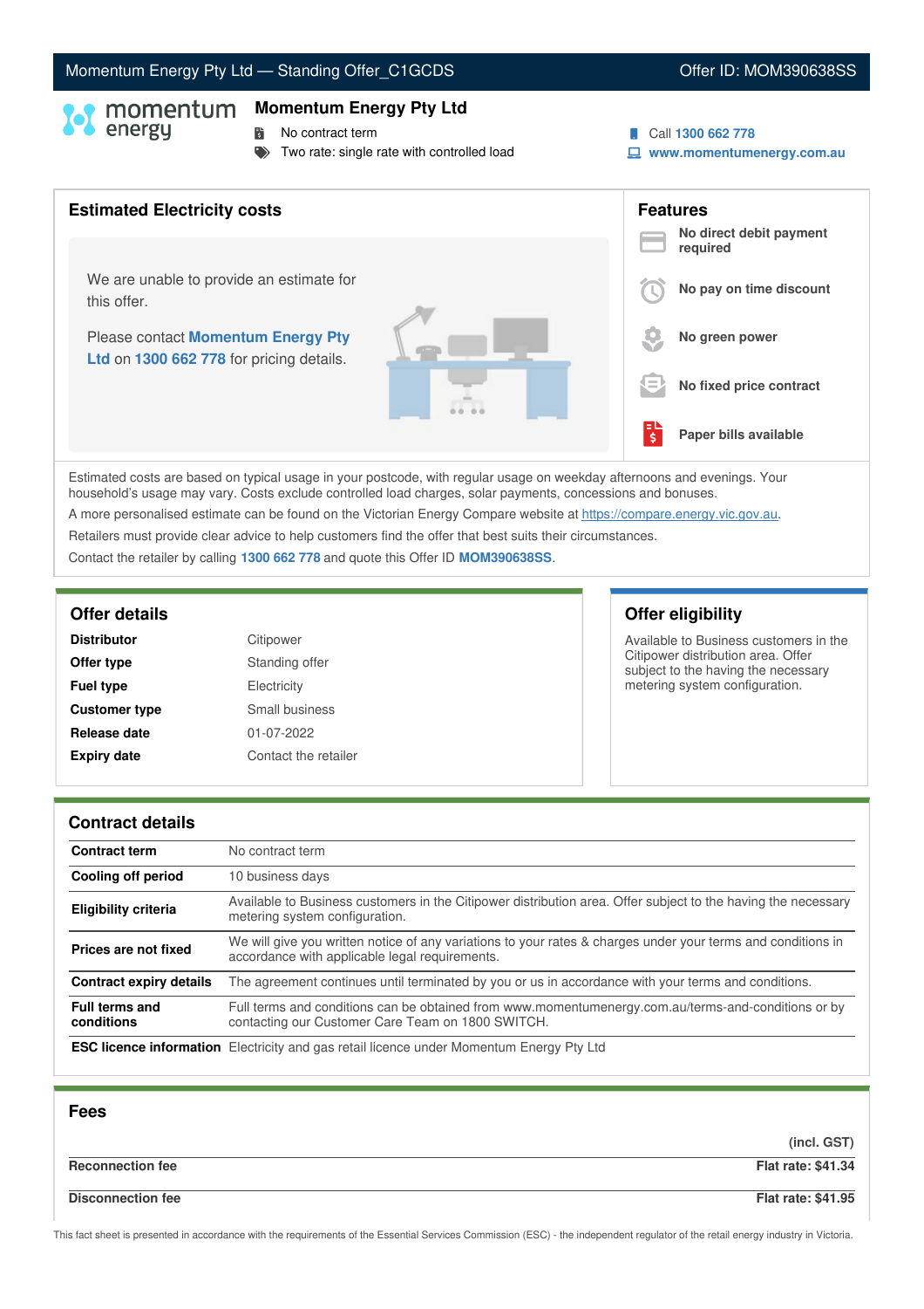Momentum Energy Pty Ltd — Standing Offer_C1GCDS | Offer ID: MOM390638SS

# Momentum Energy Pty Ltd

- No contract term
- Two rate: single rate with controlled load

Call **1300 662 778**
**www.momentumenergy.com.au**

## Estimated Electricity costs

We are unable to provide an estimate for this offer.

Please contact **Momentum Energy Pty Ltd** on **1300 662 778** for pricing details.

## Features

- **No direct debit payment required**
- **No pay on time discount**
- **No green power**
- **No fixed price contract**
- **Paper bills available**

Estimated costs are based on typical usage in your postcode, with regular usage on weekday afternoons and evenings. Your household's usage may vary. Costs exclude controlled load charges, solar payments, concessions and bonuses.

A more personalised estimate can be found on the Victorian Energy Compare website at https://compare.energy.vic.gov.au.

Retailers must provide clear advice to help customers find the offer that best suits their circumstances.

Contact the retailer by calling **1300 662 778** and quote this Offer ID **MOM390638SS**.

## Offer details

| | |
|---|---|
| **Distributor** | Citipower |
| **Offer type** | Standing offer |
| **Fuel type** | Electricity |
| **Customer type** | Small business |
| **Release date** | 01-07-2022 |
| **Expiry date** | Contact the retailer |

## Offer eligibility

Available to Business customers in the Citipower distribution area. Offer subject to the having the necessary metering system configuration.

## Contract details

| | |
|---|---|
| **Contract term** | No contract term |
| **Cooling off period** | 10 business days |
| **Eligibility criteria** | Available to Business customers in the Citipower distribution area. Offer subject to the having the necessary metering system configuration. |
| **Prices are not fixed** | We will give you written notice of any variations to your rates & charges under your terms and conditions in accordance with applicable legal requirements. |
| **Contract expiry details** | The agreement continues until terminated by you or us in accordance with your terms and conditions. |
| **Full terms and conditions** | Full terms and conditions can be obtained from www.momentumenergy.com.au/terms-and-conditions or by contacting our Customer Care Team on 1800 SWITCH. |
| **ESC licence information** | Electricity and gas retail licence under Momentum Energy Pty Ltd |

## Fees

| | (incl. GST) |
|---|---|
| **Reconnection fee** | **Flat rate: $41.34** |
| **Disconnection fee** | **Flat rate: $41.95** |

This fact sheet is presented in accordance with the requirements of the Essential Services Commission (ESC) - the independent regulator of the retail energy industry in Victoria.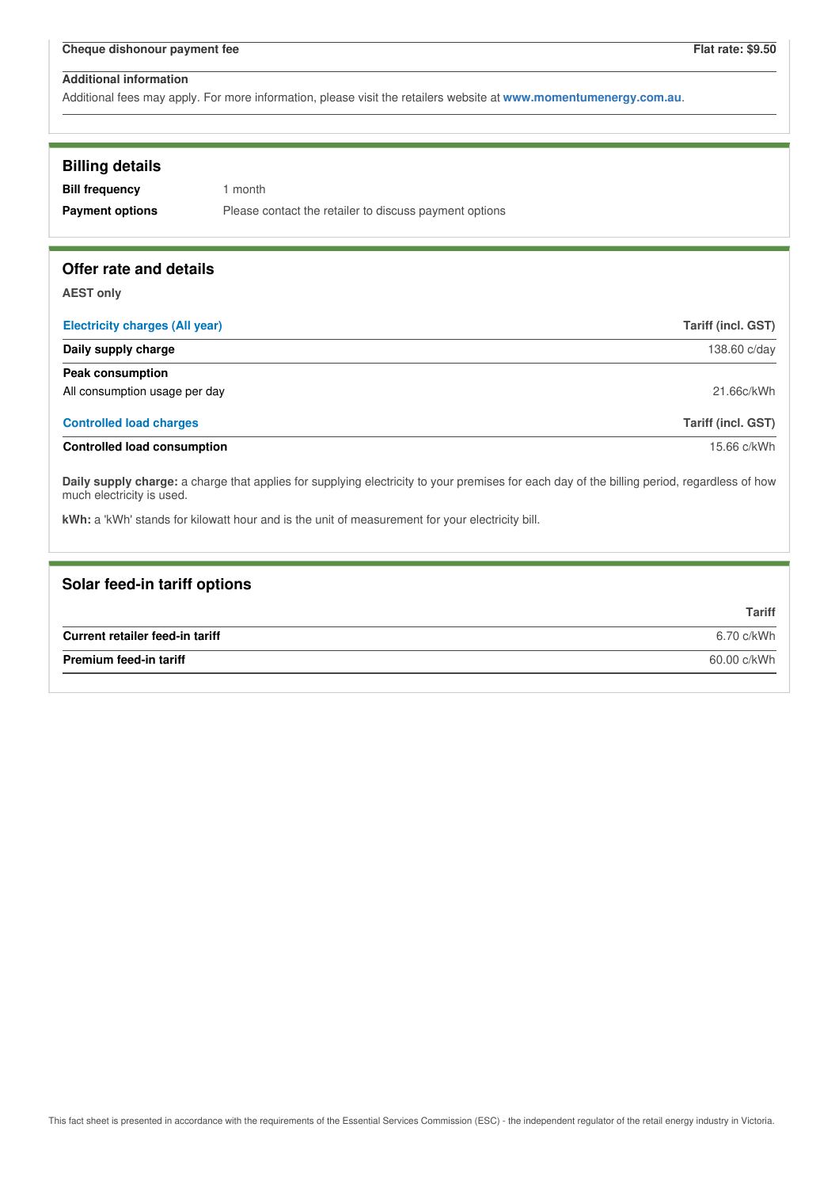| Cheque dishonour payment fee | Flat rate: $9.50 |
|---|---|

**Additional information**

Additional fees may apply. For more information, please visit the retailers website at **www.momentumenergy.com.au**.

## Billing details

| | |
|---|---|
| **Bill frequency** | 1 month |
| **Payment options** | Please contact the retailer to discuss payment options |

## Offer rate and details

**AEST only**

| Electricity charges (All year) | Tariff (incl. GST) |
|---|---|
| **Daily supply charge** | 138.60 c/day |
| **Peak consumption** | |
| All consumption usage per day | 21.66c/kWh |

| Controlled load charges | Tariff (incl. GST) |
|---|---|
| **Controlled load consumption** | 15.66 c/kWh |

**Daily supply charge:** a charge that applies for supplying electricity to your premises for each day of the billing period, regardless of how much electricity is used.

**kWh:** a 'kWh' stands for kilowatt hour and is the unit of measurement for your electricity bill.

## Solar feed-in tariff options

| | Tariff |
|---|---|
| **Current retailer feed-in tariff** | 6.70 c/kWh |
| **Premium feed-in tariff** | 60.00 c/kWh |

This fact sheet is presented in accordance with the requirements of the Essential Services Commission (ESC) - the independent regulator of the retail energy industry in Victoria.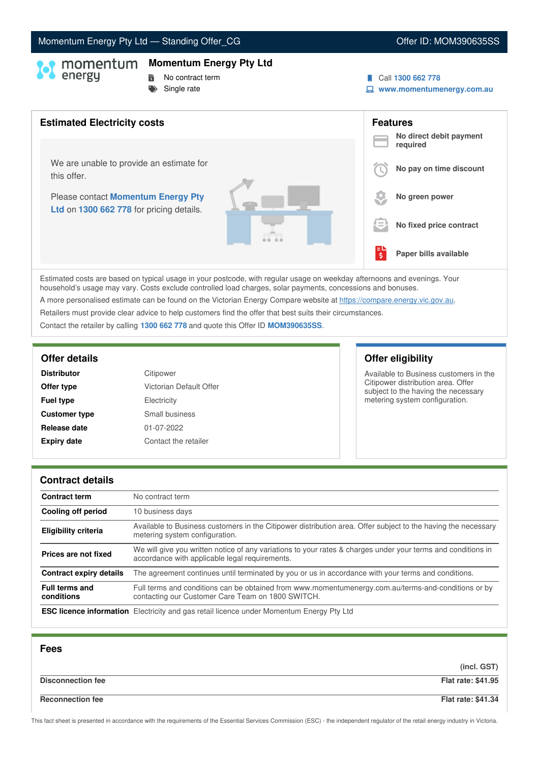Momentum Energy Pty Ltd — Standing Offer_CG | Offer ID: MOM390635SS

# Momentum Energy Pty Ltd

- No contract term
- Single rate

Call **1300 662 778**
**www.momentumenergy.com.au**

## Estimated Electricity costs

We are unable to provide an estimate for this offer.

Please contact **Momentum Energy Pty Ltd** on **1300 662 778** for pricing details.

## Features

- **No direct debit payment required**
- **No pay on time discount**
- **No green power**
- **No fixed price contract**
- **Paper bills available**

Estimated costs are based on typical usage in your postcode, with regular usage on weekday afternoons and evenings. Your household's usage may vary. Costs exclude controlled load charges, solar payments, concessions and bonuses.

A more personalised estimate can be found on the Victorian Energy Compare website at https://compare.energy.vic.gov.au.

Retailers must provide clear advice to help customers find the offer that best suits their circumstances.

Contact the retailer by calling **1300 662 778** and quote this Offer ID **MOM390635SS**.

## Offer details

| | |
|---|---|
| **Distributor** | Citipower |
| **Offer type** | Victorian Default Offer |
| **Fuel type** | Electricity |
| **Customer type** | Small business |
| **Release date** | 01-07-2022 |
| **Expiry date** | Contact the retailer |

## Offer eligibility

Available to Business customers in the Citipower distribution area. Offer subject to the having the necessary metering system configuration.

## Contract details

| | |
|---|---|
| **Contract term** | No contract term |
| **Cooling off period** | 10 business days |
| **Eligibility criteria** | Available to Business customers in the Citipower distribution area. Offer subject to the having the necessary metering system configuration. |
| **Prices are not fixed** | We will give you written notice of any variations to your rates & charges under your terms and conditions in accordance with applicable legal requirements. |
| **Contract expiry details** | The agreement continues until terminated by you or us in accordance with your terms and conditions. |
| **Full terms and conditions** | Full terms and conditions can be obtained from www.momentumenergy.com.au/terms-and-conditions or by contacting our Customer Care Team on 1800 SWITCH. |
| **ESC licence information** | Electricity and gas retail licence under Momentum Energy Pty Ltd |

## Fees

| | (incl. GST) |
|---|---|
| **Disconnection fee** | **Flat rate: $41.95** |
| **Reconnection fee** | **Flat rate: $41.34** |

This fact sheet is presented in accordance with the requirements of the Essential Services Commission (ESC) - the independent regulator of the retail energy industry in Victoria.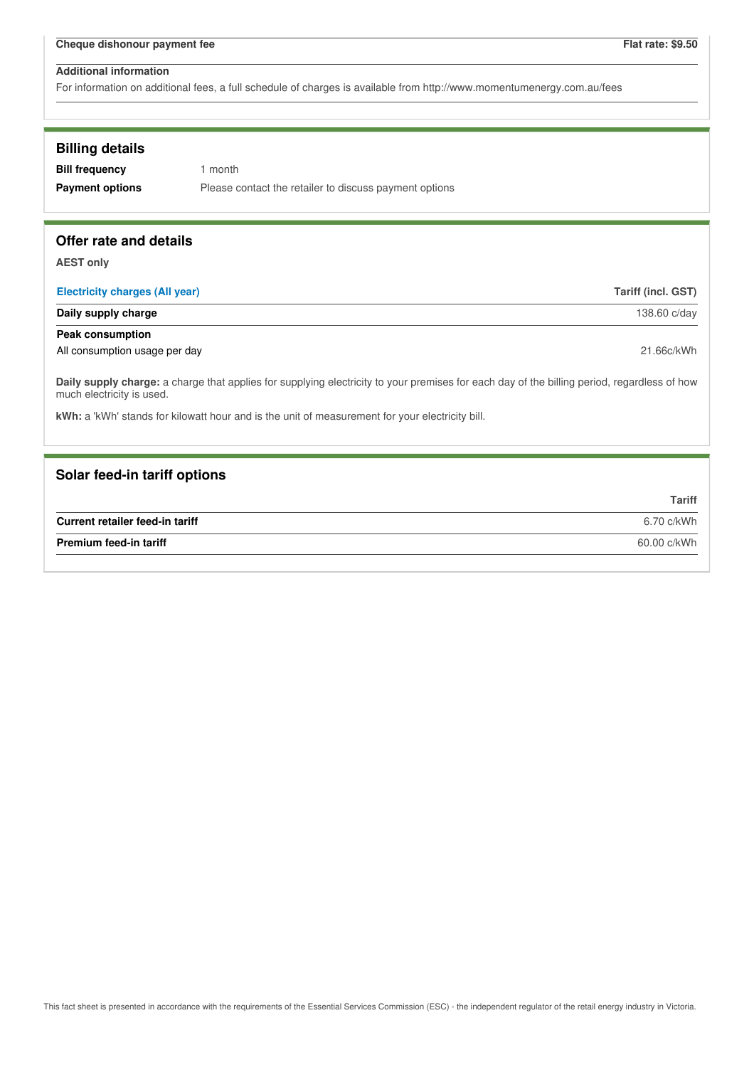| Cheque dishonour payment fee | Flat rate: $9.50 |
|---|---|

**Additional information**

For information on additional fees, a full schedule of charges is available from http://www.momentumenergy.com.au/fees

## Billing details

**Bill frequency** 1 month

**Payment options** Please contact the retailer to discuss payment options

## Offer rate and details

**AEST only**

| Electricity charges (All year) | Tariff (incl. GST) |
|---|---|
| **Daily supply charge** | 138.60 c/day |
| **Peak consumption** | |
| All consumption usage per day | 21.66c/kWh |

**Daily supply charge:** a charge that applies for supplying electricity to your premises for each day of the billing period, regardless of how much electricity is used.

**kWh:** a 'kWh' stands for kilowatt hour and is the unit of measurement for your electricity bill.

## Solar feed-in tariff options

| | Tariff |
|---|---|
| **Current retailer feed-in tariff** | 6.70 c/kWh |
| **Premium feed-in tariff** | 60.00 c/kWh |

This fact sheet is presented in accordance with the requirements of the Essential Services Commission (ESC) - the independent regulator of the retail energy industry in Victoria.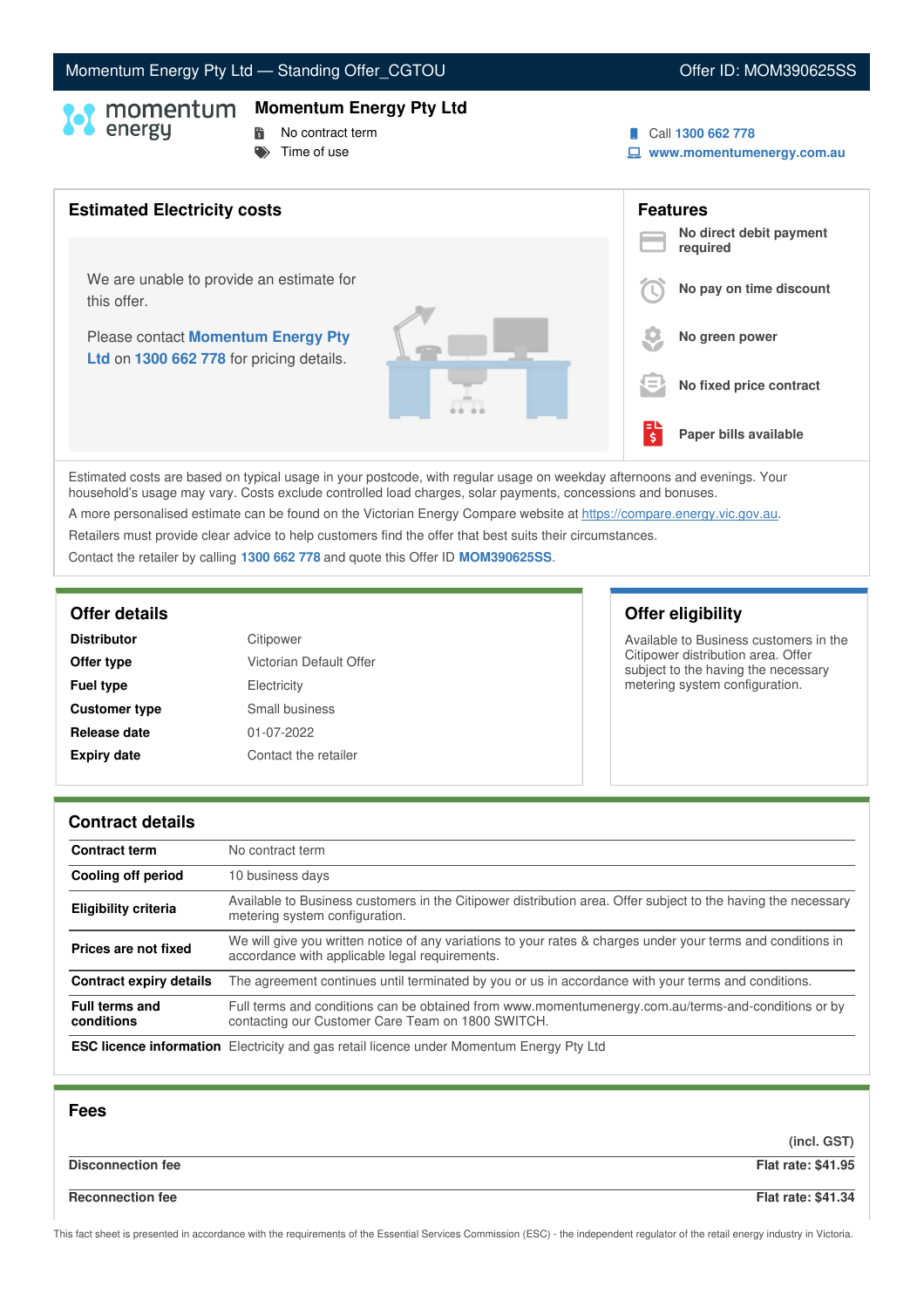Momentum Energy Pty Ltd — Standing Offer_CGTOU | Offer ID: MOM390625SS

# Momentum Energy Pty Ltd

- No contract term
- Time of use

Call **1300 662 778**
**www.momentumenergy.com.au**

## Estimated Electricity costs

We are unable to provide an estimate for this offer.

Please contact **Momentum Energy Pty Ltd** on **1300 662 778** for pricing details.

## Features

- **No direct debit payment required**
- **No pay on time discount**
- **No green power**
- **No fixed price contract**
- **Paper bills available**

Estimated costs are based on typical usage in your postcode, with regular usage on weekday afternoons and evenings. Your household's usage may vary. Costs exclude controlled load charges, solar payments, concessions and bonuses.

A more personalised estimate can be found on the Victorian Energy Compare website at https://compare.energy.vic.gov.au.

Retailers must provide clear advice to help customers find the offer that best suits their circumstances.

Contact the retailer by calling **1300 662 778** and quote this Offer ID **MOM390625SS**.

## Offer details

| | |
|---|---|
| **Distributor** | Citipower |
| **Offer type** | Victorian Default Offer |
| **Fuel type** | Electricity |
| **Customer type** | Small business |
| **Release date** | 01-07-2022 |
| **Expiry date** | Contact the retailer |

## Offer eligibility

Available to Business customers in the Citipower distribution area. Offer subject to the having the necessary metering system configuration.

## Contract details

| | |
|---|---|
| **Contract term** | No contract term |
| **Cooling off period** | 10 business days |
| **Eligibility criteria** | Available to Business customers in the Citipower distribution area. Offer subject to the having the necessary metering system configuration. |
| **Prices are not fixed** | We will give you written notice of any variations to your rates & charges under your terms and conditions in accordance with applicable legal requirements. |
| **Contract expiry details** | The agreement continues until terminated by you or us in accordance with your terms and conditions. |
| **Full terms and conditions** | Full terms and conditions can be obtained from www.momentumenergy.com.au/terms-and-conditions or by contacting our Customer Care Team on 1800 SWITCH. |
| **ESC licence information** | Electricity and gas retail licence under Momentum Energy Pty Ltd |

## Fees

| | (incl. GST) |
|---|---|
| **Disconnection fee** | **Flat rate: $41.95** |
| **Reconnection fee** | **Flat rate: $41.34** |

This fact sheet is presented in accordance with the requirements of the Essential Services Commission (ESC) - the independent regulator of the retail energy industry in Victoria.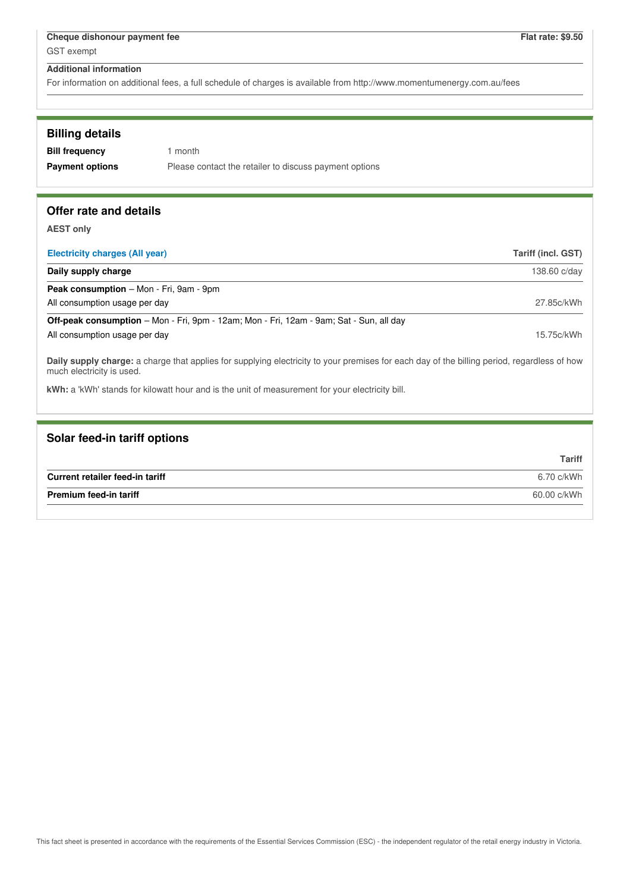| | |
|---|---|
| **Cheque dishonour payment fee** | **Flat rate: $9.50** |
| GST exempt | |

**Additional information**

For information on additional fees, a full schedule of charges is available from http://www.momentumenergy.com.au/fees

## Billing details

| | |
|---|---|
| **Bill frequency** | 1 month |
| **Payment options** | Please contact the retailer to discuss payment options |

## Offer rate and details

**AEST only**

| Electricity charges (All year) | Tariff (incl. GST) |
|---|---|
| **Daily supply charge** | 138.60 c/day |
| **Peak consumption** – Mon - Fri, 9am - 9pm | |
| All consumption usage per day | 27.85c/kWh |
| **Off-peak consumption** – Mon - Fri, 9pm - 12am; Mon - Fri, 12am - 9am; Sat - Sun, all day | |
| All consumption usage per day | 15.75c/kWh |

**Daily supply charge:** a charge that applies for supplying electricity to your premises for each day of the billing period, regardless of how much electricity is used.

**kWh:** a 'kWh' stands for kilowatt hour and is the unit of measurement for your electricity bill.

## Solar feed-in tariff options

| | Tariff |
|---|---|
| **Current retailer feed-in tariff** | 6.70 c/kWh |
| **Premium feed-in tariff** | 60.00 c/kWh |

This fact sheet is presented in accordance with the requirements of the Essential Services Commission (ESC) - the independent regulator of the retail energy industry in Victoria.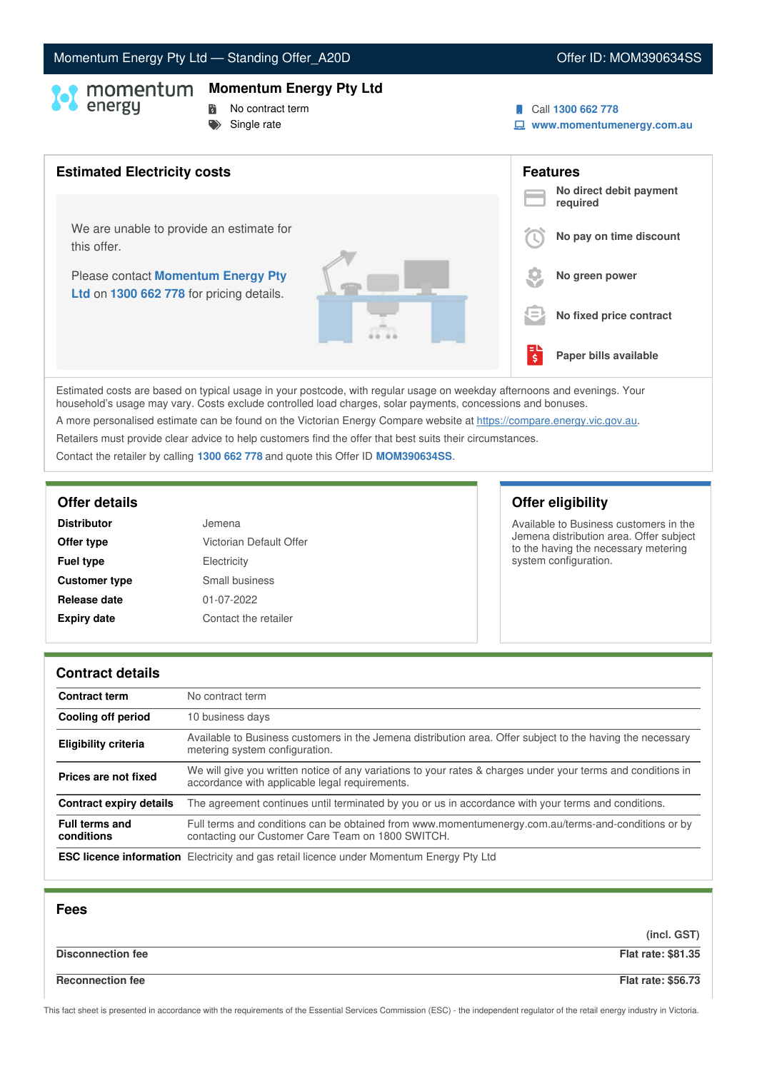Momentum Energy Pty Ltd — Standing Offer_A20D | Offer ID: MOM390634SS

# Momentum Energy Pty Ltd

- No contract term
- Single rate

Call **1300 662 778**
**www.momentumenergy.com.au**

## Estimated Electricity costs

We are unable to provide an estimate for this offer.

Please contact **Momentum Energy Pty Ltd** on **1300 662 778** for pricing details.

## Features

- **No direct debit payment required**
- **No pay on time discount**
- **No green power**
- **No fixed price contract**
- **Paper bills available**

Estimated costs are based on typical usage in your postcode, with regular usage on weekday afternoons and evenings. Your household's usage may vary. Costs exclude controlled load charges, solar payments, concessions and bonuses.

A more personalised estimate can be found on the Victorian Energy Compare website at https://compare.energy.vic.gov.au.

Retailers must provide clear advice to help customers find the offer that best suits their circumstances.

Contact the retailer by calling **1300 662 778** and quote this Offer ID **MOM390634SS**.

## Offer details

| | |
|---|---|
| **Distributor** | Jemena |
| **Offer type** | Victorian Default Offer |
| **Fuel type** | Electricity |
| **Customer type** | Small business |
| **Release date** | 01-07-2022 |
| **Expiry date** | Contact the retailer |

## Offer eligibility

Available to Business customers in the Jemena distribution area. Offer subject to the having the necessary metering system configuration.

## Contract details

| | |
|---|---|
| **Contract term** | No contract term |
| **Cooling off period** | 10 business days |
| **Eligibility criteria** | Available to Business customers in the Jemena distribution area. Offer subject to the having the necessary metering system configuration. |
| **Prices are not fixed** | We will give you written notice of any variations to your rates & charges under your terms and conditions in accordance with applicable legal requirements. |
| **Contract expiry details** | The agreement continues until terminated by you or us in accordance with your terms and conditions. |
| **Full terms and conditions** | Full terms and conditions can be obtained from www.momentumenergy.com.au/terms-and-conditions or by contacting our Customer Care Team on 1800 SWITCH. |
| **ESC licence information** | Electricity and gas retail licence under Momentum Energy Pty Ltd |

## Fees

| | (incl. GST) |
|---|---|
| **Disconnection fee** | **Flat rate: $81.35** |
| **Reconnection fee** | **Flat rate: $56.73** |

This fact sheet is presented in accordance with the requirements of the Essential Services Commission (ESC) - the independent regulator of the retail energy industry in Victoria.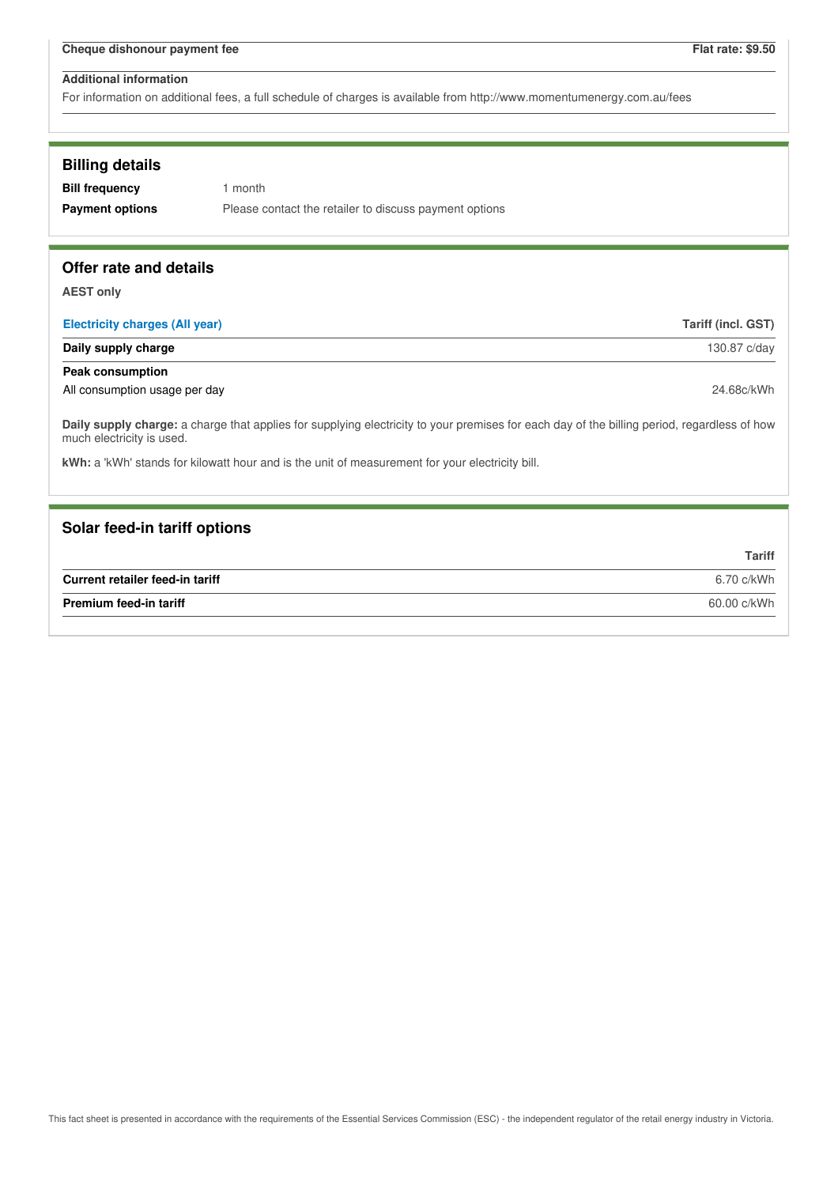| Cheque dishonour payment fee | Flat rate: $9.50 |
|---|---|

**Additional information**

For information on additional fees, a full schedule of charges is available from http://www.momentumenergy.com.au/fees

## Billing details

| | |
|---|---|
| **Bill frequency** | 1 month |
| **Payment options** | Please contact the retailer to discuss payment options |

## Offer rate and details

**AEST only**

| Electricity charges (All year) | Tariff (incl. GST) |
|---|---|
| **Daily supply charge** | 130.87 c/day |
| **Peak consumption** | |
| All consumption usage per day | 24.68c/kWh |

**Daily supply charge:** a charge that applies for supplying electricity to your premises for each day of the billing period, regardless of how much electricity is used.

**kWh:** a 'kWh' stands for kilowatt hour and is the unit of measurement for your electricity bill.

## Solar feed-in tariff options

| | Tariff |
|---|---|
| **Current retailer feed-in tariff** | 6.70 c/kWh |
| **Premium feed-in tariff** | 60.00 c/kWh |

This fact sheet is presented in accordance with the requirements of the Essential Services Commission (ESC) - the independent regulator of the retail energy industry in Victoria.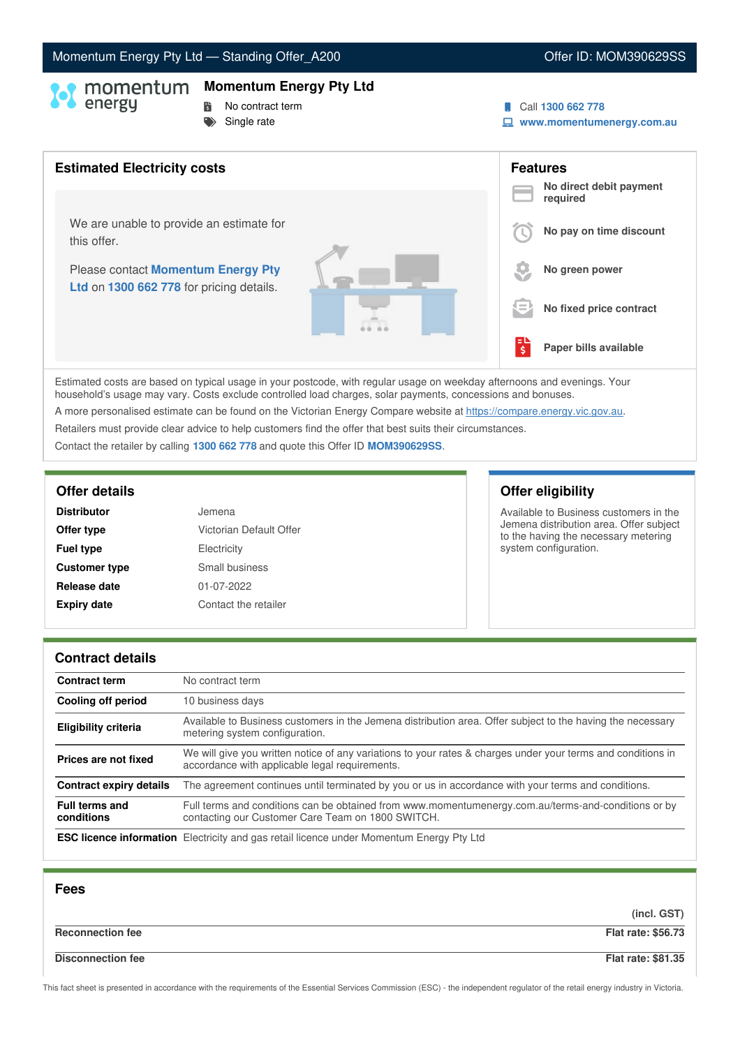Momentum Energy Pty Ltd — Standing Offer_A200

Offer ID: MOM390629SS

# Momentum Energy Pty Ltd

- No contract term
- Single rate

Call **1300 662 778**

**www.momentumenergy.com.au**

## Estimated Electricity costs

We are unable to provide an estimate for this offer.

Please contact **Momentum Energy Pty Ltd** on **1300 662 778** for pricing details.

## Features

- **No direct debit payment required**
- **No pay on time discount**
- **No green power**
- **No fixed price contract**
- **Paper bills available**

Estimated costs are based on typical usage in your postcode, with regular usage on weekday afternoons and evenings. Your household's usage may vary. Costs exclude controlled load charges, solar payments, concessions and bonuses.

A more personalised estimate can be found on the Victorian Energy Compare website at https://compare.energy.vic.gov.au.

Retailers must provide clear advice to help customers find the offer that best suits their circumstances.

Contact the retailer by calling **1300 662 778** and quote this Offer ID **MOM390629SS**.

## Offer details

| | |
|---|---|
| **Distributor** | Jemena |
| **Offer type** | Victorian Default Offer |
| **Fuel type** | Electricity |
| **Customer type** | Small business |
| **Release date** | 01-07-2022 |
| **Expiry date** | Contact the retailer |

## Offer eligibility

Available to Business customers in the Jemena distribution area. Offer subject to the having the necessary metering system configuration.

## Contract details

| | |
|---|---|
| **Contract term** | No contract term |
| **Cooling off period** | 10 business days |
| **Eligibility criteria** | Available to Business customers in the Jemena distribution area. Offer subject to the having the necessary metering system configuration. |
| **Prices are not fixed** | We will give you written notice of any variations to your rates & charges under your terms and conditions in accordance with applicable legal requirements. |
| **Contract expiry details** | The agreement continues until terminated by you or us in accordance with your terms and conditions. |
| **Full terms and conditions** | Full terms and conditions can be obtained from www.momentumenergy.com.au/terms-and-conditions or by contacting our Customer Care Team on 1800 SWITCH. |
| **ESC licence information** | Electricity and gas retail licence under Momentum Energy Pty Ltd |

## Fees

| | (incl. GST) |
|---|---|
| **Reconnection fee** | **Flat rate: $56.73** |
| **Disconnection fee** | **Flat rate: $81.35** |

This fact sheet is presented in accordance with the requirements of the Essential Services Commission (ESC) - the independent regulator of the retail energy industry in Victoria.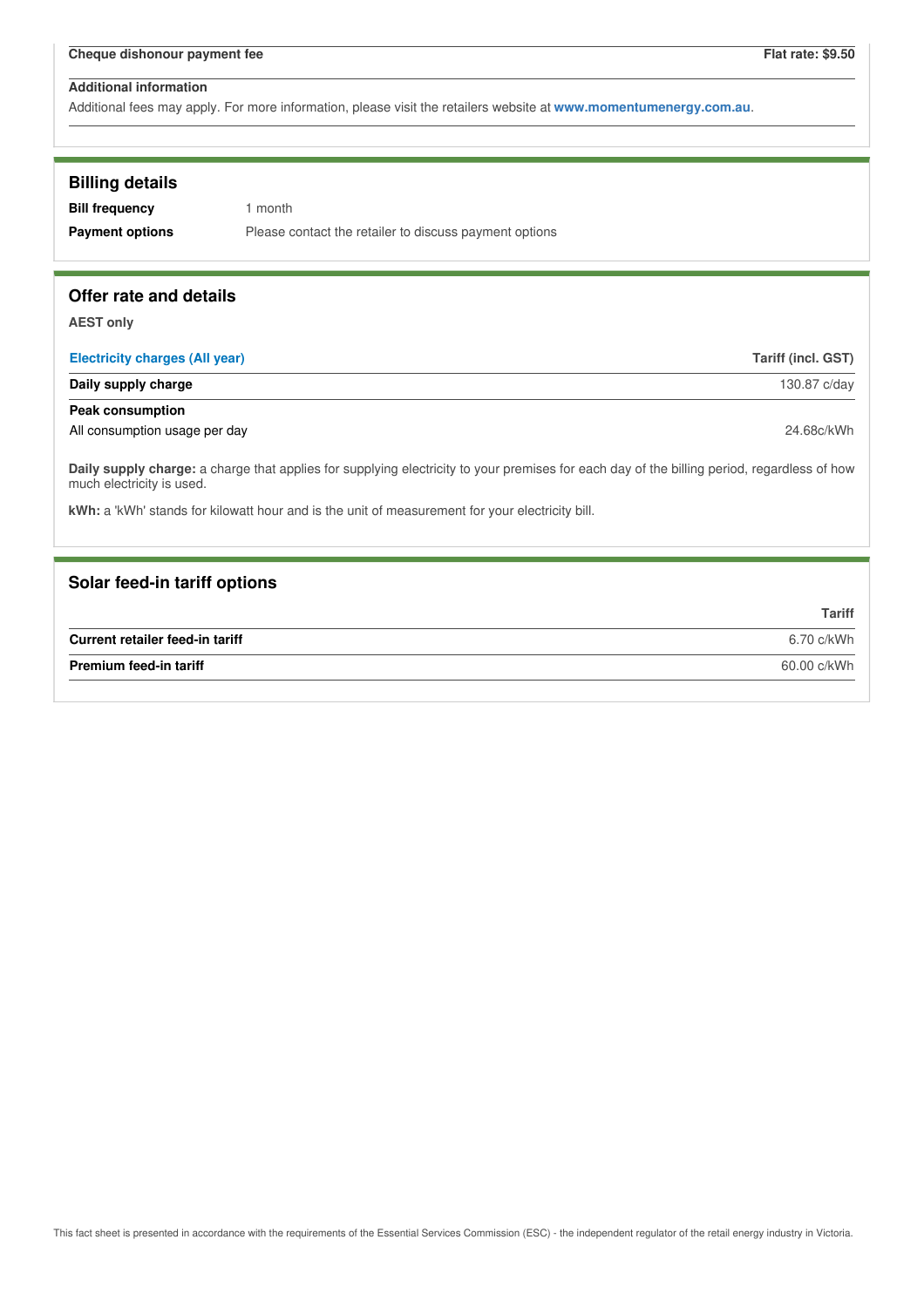| Cheque dishonour payment fee | Flat rate: $9.50 |
| --- | --- |

**Additional information**

Additional fees may apply. For more information, please visit the retailers website at **www.momentumenergy.com.au**.

## Billing details

| | |
| --- | --- |
| **Bill frequency** | 1 month |
| **Payment options** | Please contact the retailer to discuss payment options |

## Offer rate and details

**AEST only**

| Electricity charges (All year) | Tariff (incl. GST) |
| --- | --- |
| **Daily supply charge** | 130.87 c/day |
| **Peak consumption** | |
| All consumption usage per day | 24.68c/kWh |

**Daily supply charge:** a charge that applies for supplying electricity to your premises for each day of the billing period, regardless of how much electricity is used.

**kWh:** a 'kWh' stands for kilowatt hour and is the unit of measurement for your electricity bill.

## Solar feed-in tariff options

| | Tariff |
| --- | --- |
| **Current retailer feed-in tariff** | 6.70 c/kWh |
| **Premium feed-in tariff** | 60.00 c/kWh |

This fact sheet is presented in accordance with the requirements of the Essential Services Commission (ESC) - the independent regulator of the retail energy industry in Victoria.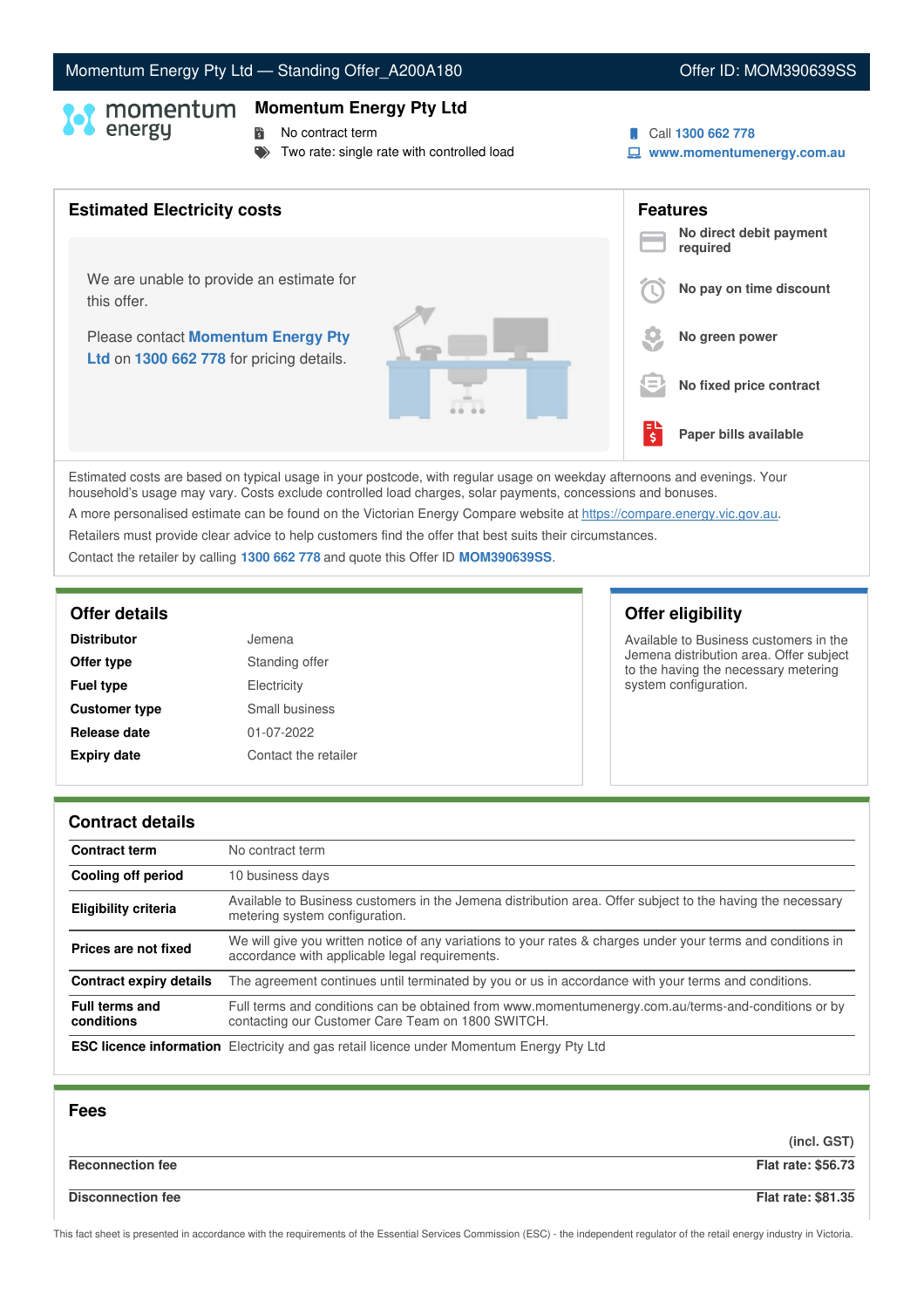Momentum Energy Pty Ltd — Standing Offer_A200A180 | Offer ID: MOM390639SS

## Momentum Energy Pty Ltd

- No contract term
- Two rate: single rate with controlled load

Call **1300 662 778**
**www.momentumenergy.com.au**

## Estimated Electricity costs

We are unable to provide an estimate for this offer.

Please contact **Momentum Energy Pty Ltd** on **1300 662 778** for pricing details.

## Features

- **No direct debit payment required**
- **No pay on time discount**
- **No green power**
- **No fixed price contract**
- **Paper bills available**

Estimated costs are based on typical usage in your postcode, with regular usage on weekday afternoons and evenings. Your household's usage may vary. Costs exclude controlled load charges, solar payments, concessions and bonuses.

A more personalised estimate can be found on the Victorian Energy Compare website at https://compare.energy.vic.gov.au.

Retailers must provide clear advice to help customers find the offer that best suits their circumstances.

Contact the retailer by calling **1300 662 778** and quote this Offer ID **MOM390639SS**.

## Offer details

| | |
|---|---|
| **Distributor** | Jemena |
| **Offer type** | Standing offer |
| **Fuel type** | Electricity |
| **Customer type** | Small business |
| **Release date** | 01-07-2022 |
| **Expiry date** | Contact the retailer |

## Offer eligibility

Available to Business customers in the Jemena distribution area. Offer subject to the having the necessary metering system configuration.

## Contract details

| | |
|---|---|
| **Contract term** | No contract term |
| **Cooling off period** | 10 business days |
| **Eligibility criteria** | Available to Business customers in the Jemena distribution area. Offer subject to the having the necessary metering system configuration. |
| **Prices are not fixed** | We will give you written notice of any variations to your rates & charges under your terms and conditions in accordance with applicable legal requirements. |
| **Contract expiry details** | The agreement continues until terminated by you or us in accordance with your terms and conditions. |
| **Full terms and conditions** | Full terms and conditions can be obtained from www.momentumenergy.com.au/terms-and-conditions or by contacting our Customer Care Team on 1800 SWITCH. |
| **ESC licence information** | Electricity and gas retail licence under Momentum Energy Pty Ltd |

## Fees

| | (incl. GST) |
|---|---|
| **Reconnection fee** | **Flat rate: $56.73** |
| **Disconnection fee** | **Flat rate: $81.35** |

This fact sheet is presented in accordance with the requirements of the Essential Services Commission (ESC) - the independent regulator of the retail energy industry in Victoria.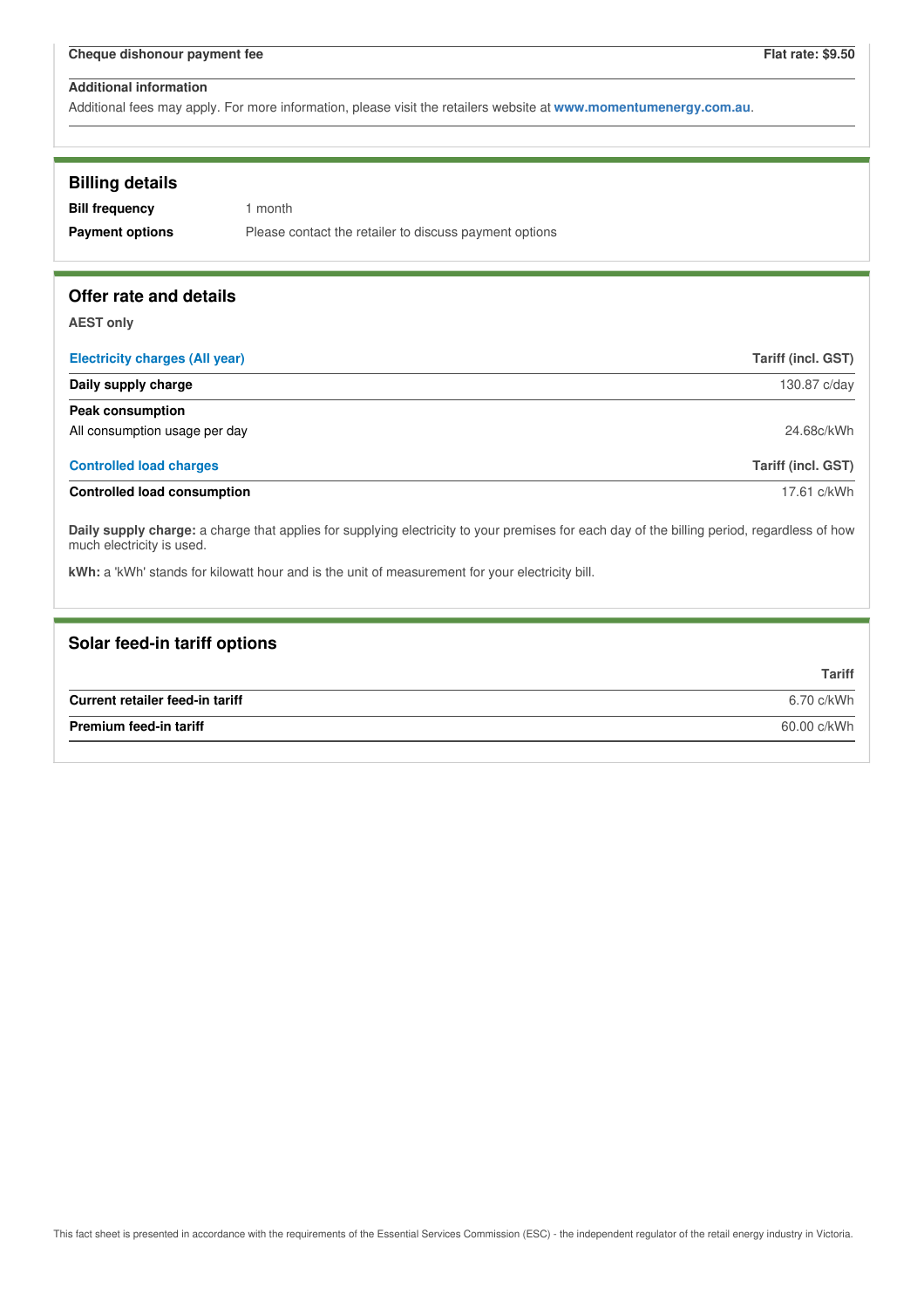| Cheque dishonour payment fee | Flat rate: $9.50 |
| --- | --- |

**Additional information**

Additional fees may apply. For more information, please visit the retailers website at **www.momentumenergy.com.au**.

## Billing details

| | |
| --- | --- |
| **Bill frequency** | 1 month |
| **Payment options** | Please contact the retailer to discuss payment options |

## Offer rate and details

**AEST only**

| Electricity charges (All year) | Tariff (incl. GST) |
| --- | --- |
| **Daily supply charge** | 130.87 c/day |
| **Peak consumption** | |
| All consumption usage per day | 24.68c/kWh |

| Controlled load charges | Tariff (incl. GST) |
| --- | --- |
| **Controlled load consumption** | 17.61 c/kWh |

**Daily supply charge:** a charge that applies for supplying electricity to your premises for each day of the billing period, regardless of how much electricity is used.

**kWh:** a 'kWh' stands for kilowatt hour and is the unit of measurement for your electricity bill.

## Solar feed-in tariff options

| | Tariff |
| --- | --- |
| **Current retailer feed-in tariff** | 6.70 c/kWh |
| **Premium feed-in tariff** | 60.00 c/kWh |

This fact sheet is presented in accordance with the requirements of the Essential Services Commission (ESC) - the independent regulator of the retail energy industry in Victoria.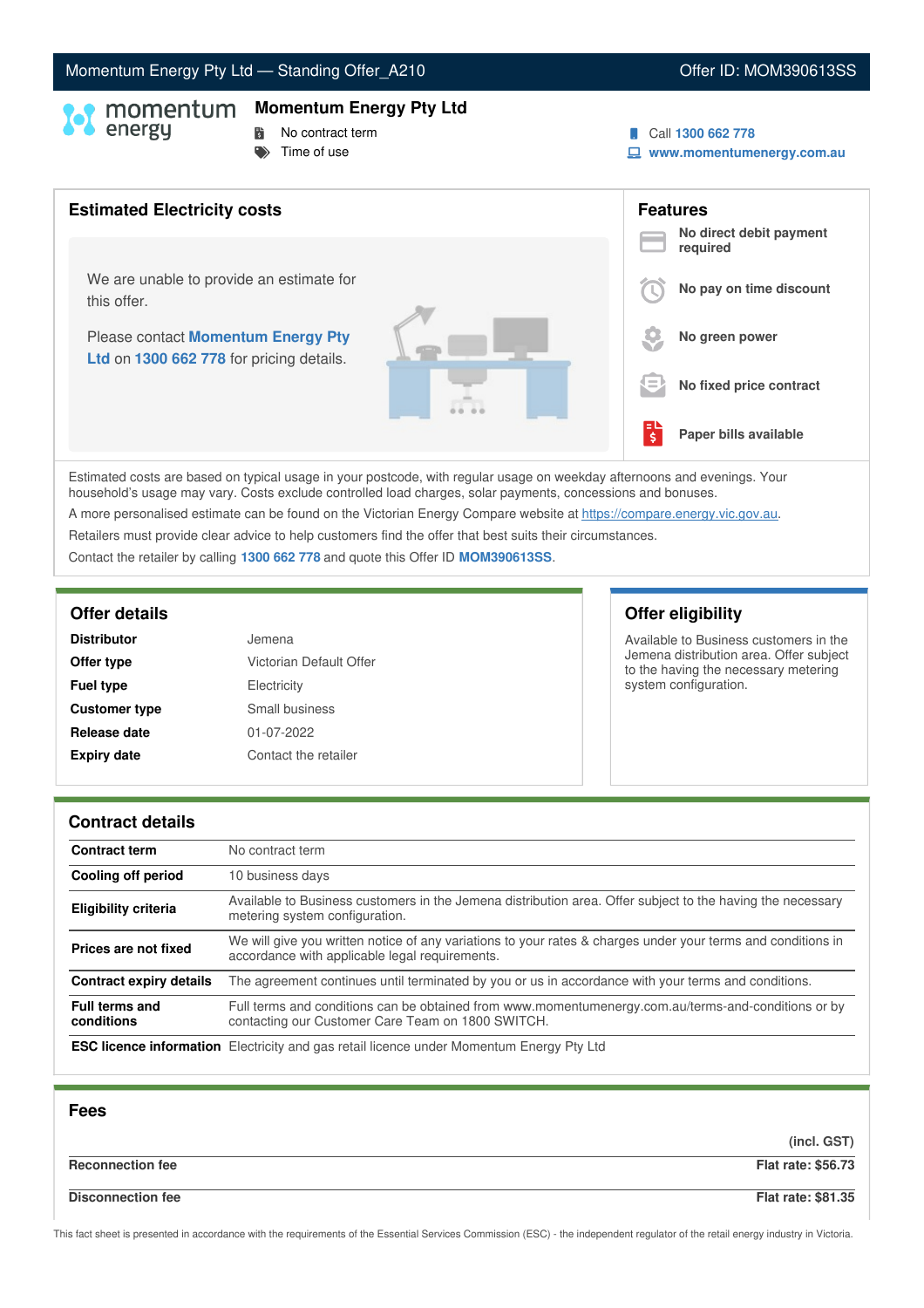Momentum Energy Pty Ltd — Standing Offer_A210 | Offer ID: MOM390613SS

# Momentum Energy Pty Ltd

- No contract term
- Time of use

Call **1300 662 778**
**www.momentumenergy.com.au**

## Estimated Electricity costs

We are unable to provide an estimate for this offer.

Please contact **Momentum Energy Pty Ltd** on **1300 662 778** for pricing details.

## Features

- **No direct debit payment required**
- **No pay on time discount**
- **No green power**
- **No fixed price contract**
- **Paper bills available**

Estimated costs are based on typical usage in your postcode, with regular usage on weekday afternoons and evenings. Your household's usage may vary. Costs exclude controlled load charges, solar payments, concessions and bonuses.

A more personalised estimate can be found on the Victorian Energy Compare website at https://compare.energy.vic.gov.au.

Retailers must provide clear advice to help customers find the offer that best suits their circumstances.

Contact the retailer by calling **1300 662 778** and quote this Offer ID **MOM390613SS**.

## Offer details

| | |
|---|---|
| **Distributor** | Jemena |
| **Offer type** | Victorian Default Offer |
| **Fuel type** | Electricity |
| **Customer type** | Small business |
| **Release date** | 01-07-2022 |
| **Expiry date** | Contact the retailer |

## Offer eligibility

Available to Business customers in the Jemena distribution area. Offer subject to the having the necessary metering system configuration.

## Contract details

| | |
|---|---|
| **Contract term** | No contract term |
| **Cooling off period** | 10 business days |
| **Eligibility criteria** | Available to Business customers in the Jemena distribution area. Offer subject to the having the necessary metering system configuration. |
| **Prices are not fixed** | We will give you written notice of any variations to your rates & charges under your terms and conditions in accordance with applicable legal requirements. |
| **Contract expiry details** | The agreement continues until terminated by you or us in accordance with your terms and conditions. |
| **Full terms and conditions** | Full terms and conditions can be obtained from www.momentumenergy.com.au/terms-and-conditions or by contacting our Customer Care Team on 1800 SWITCH. |
| **ESC licence information** | Electricity and gas retail licence under Momentum Energy Pty Ltd |

## Fees

| | (incl. GST) |
|---|---|
| **Reconnection fee** | **Flat rate: $56.73** |
| **Disconnection fee** | **Flat rate: $81.35** |

This fact sheet is presented in accordance with the requirements of the Essential Services Commission (ESC) - the independent regulator of the retail energy industry in Victoria.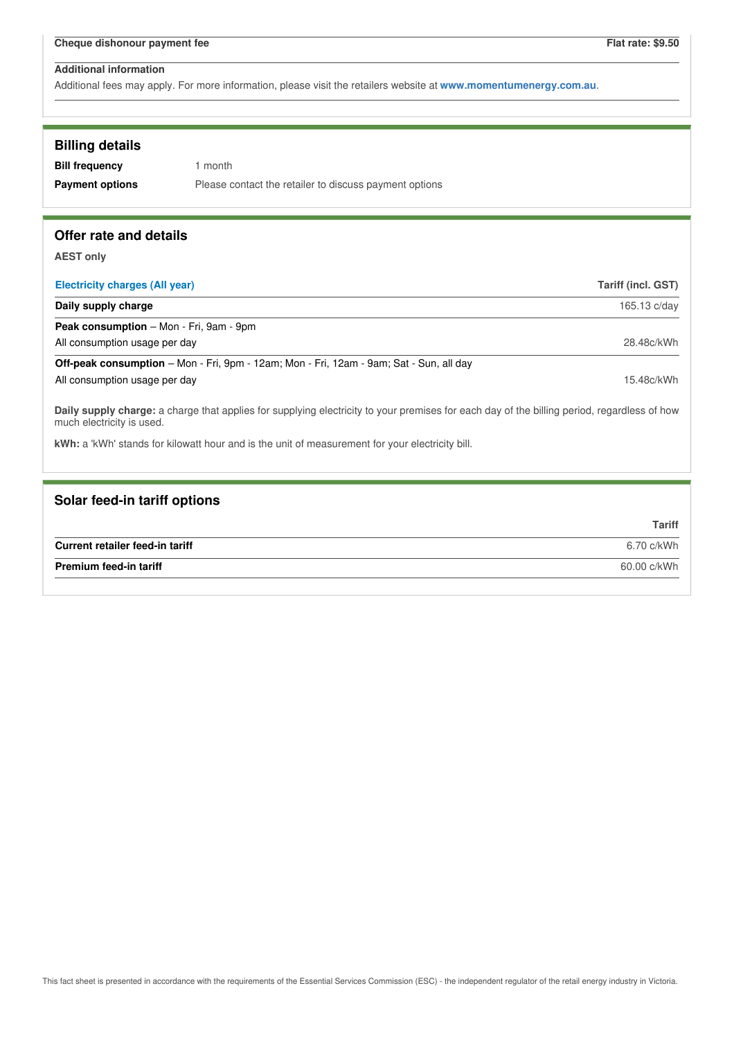| Cheque dishonour payment fee | Flat rate: $9.50 |
|---|---|

**Additional information**

Additional fees may apply. For more information, please visit the retailers website at **www.momentumenergy.com.au**.

## Billing details

| | |
|---|---|
| **Bill frequency** | 1 month |
| **Payment options** | Please contact the retailer to discuss payment options |

## Offer rate and details

**AEST only**

| Electricity charges (All year) | Tariff (incl. GST) |
|---|---|
| **Daily supply charge** | 165.13 c/day |
| **Peak consumption** – Mon - Fri, 9am - 9pm<br>All consumption usage per day | 28.48c/kWh |
| **Off-peak consumption** – Mon - Fri, 9pm - 12am; Mon - Fri, 12am - 9am; Sat - Sun, all day<br>All consumption usage per day | 15.48c/kWh |

**Daily supply charge:** a charge that applies for supplying electricity to your premises for each day of the billing period, regardless of how much electricity is used.

**kWh:** a 'kWh' stands for kilowatt hour and is the unit of measurement for your electricity bill.

## Solar feed-in tariff options

| | Tariff |
|---|---|
| **Current retailer feed-in tariff** | 6.70 c/kWh |
| **Premium feed-in tariff** | 60.00 c/kWh |

This fact sheet is presented in accordance with the requirements of the Essential Services Commission (ESC) - the independent regulator of the retail energy industry in Victoria.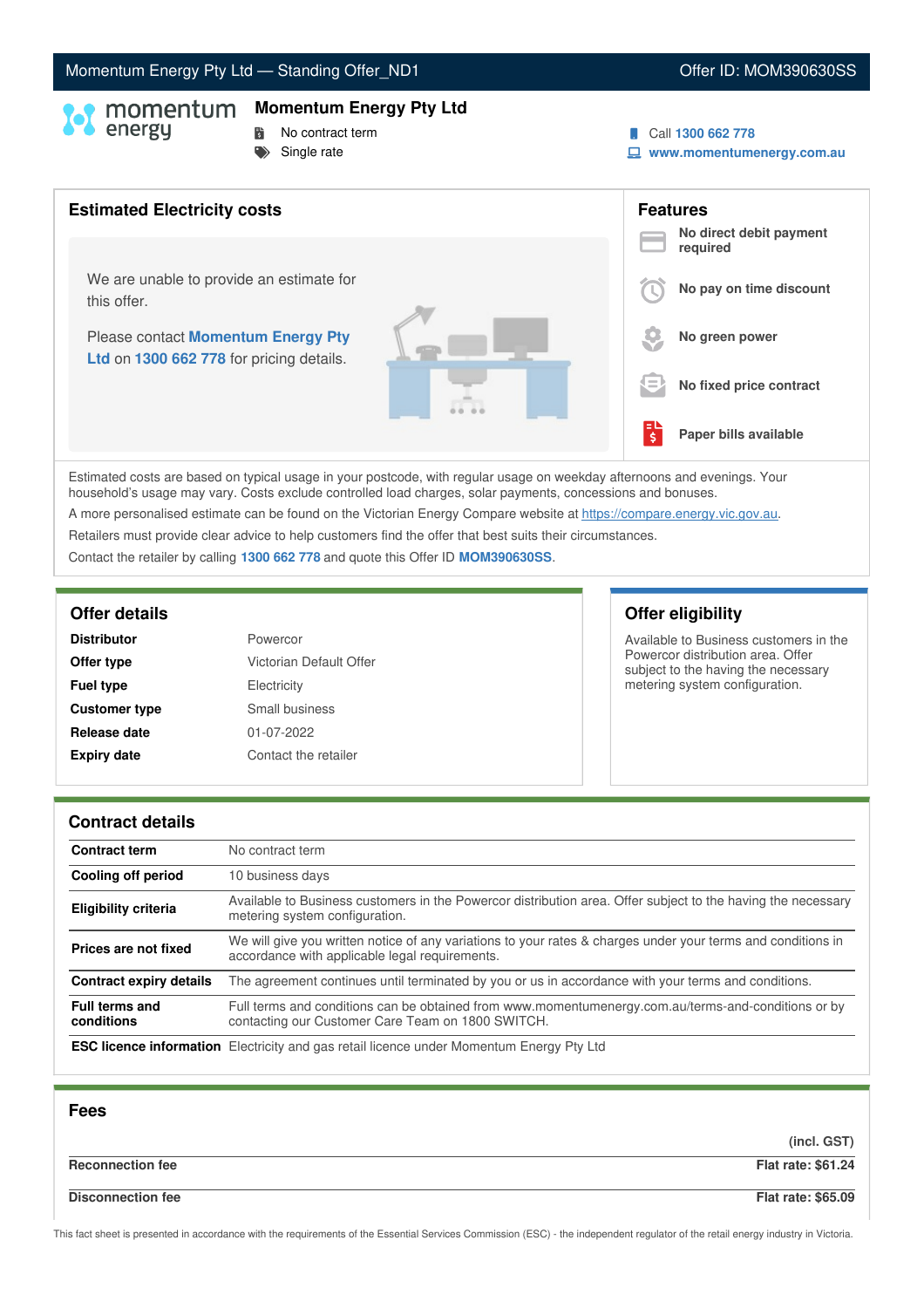Momentum Energy Pty Ltd — Standing Offer_ND1 | Offer ID: MOM390630SS

# Momentum Energy Pty Ltd

- No contract term
- Single rate

Call **1300 662 778**
**www.momentumenergy.com.au**

## Estimated Electricity costs

We are unable to provide an estimate for this offer.

Please contact **Momentum Energy Pty Ltd** on **1300 662 778** for pricing details.

## Features

- **No direct debit payment required**
- **No pay on time discount**
- **No green power**
- **No fixed price contract**
- **Paper bills available**

Estimated costs are based on typical usage in your postcode, with regular usage on weekday afternoons and evenings. Your household's usage may vary. Costs exclude controlled load charges, solar payments, concessions and bonuses.

A more personalised estimate can be found on the Victorian Energy Compare website at https://compare.energy.vic.gov.au.

Retailers must provide clear advice to help customers find the offer that best suits their circumstances.

Contact the retailer by calling **1300 662 778** and quote this Offer ID **MOM390630SS**.

## Offer details

| | |
|---|---|
| **Distributor** | Powercor |
| **Offer type** | Victorian Default Offer |
| **Fuel type** | Electricity |
| **Customer type** | Small business |
| **Release date** | 01-07-2022 |
| **Expiry date** | Contact the retailer |

## Offer eligibility

Available to Business customers in the Powercor distribution area. Offer subject to the having the necessary metering system configuration.

## Contract details

| | |
|---|---|
| **Contract term** | No contract term |
| **Cooling off period** | 10 business days |
| **Eligibility criteria** | Available to Business customers in the Powercor distribution area. Offer subject to the having the necessary metering system configuration. |
| **Prices are not fixed** | We will give you written notice of any variations to your rates & charges under your terms and conditions in accordance with applicable legal requirements. |
| **Contract expiry details** | The agreement continues until terminated by you or us in accordance with your terms and conditions. |
| **Full terms and conditions** | Full terms and conditions can be obtained from www.momentumenergy.com.au/terms-and-conditions or by contacting our Customer Care Team on 1800 SWITCH. |
| **ESC licence information** | Electricity and gas retail licence under Momentum Energy Pty Ltd |

## Fees

| | (incl. GST) |
|---|---|
| **Reconnection fee** | **Flat rate: $61.24** |
| **Disconnection fee** | **Flat rate: $65.09** |

This fact sheet is presented in accordance with the requirements of the Essential Services Commission (ESC) - the independent regulator of the retail energy industry in Victoria.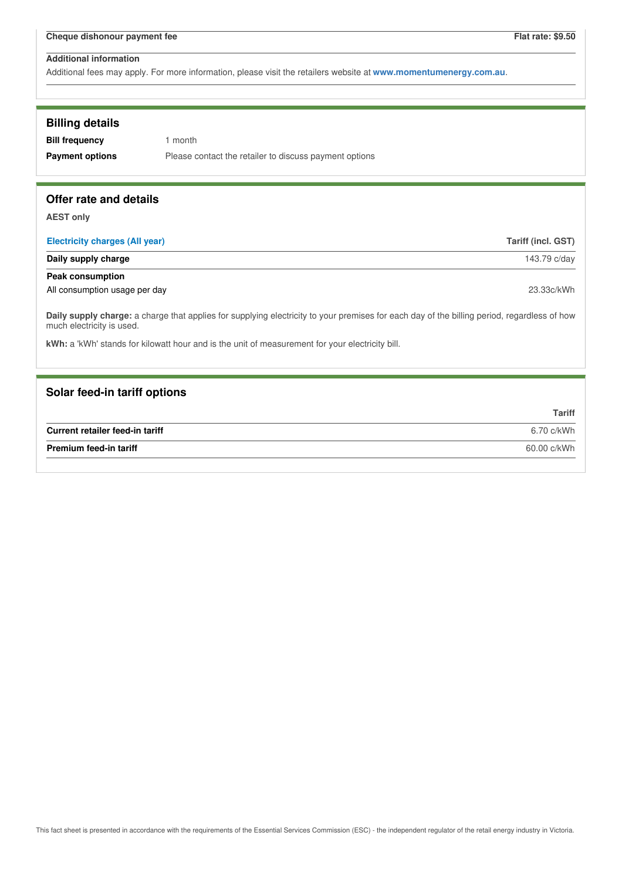| Cheque dishonour payment fee | Flat rate: $9.50 |
|---|---|

**Additional information**

Additional fees may apply. For more information, please visit the retailers website at **www.momentumenergy.com.au**.

## Billing details

| | |
|---|---|
| **Bill frequency** | 1 month |
| **Payment options** | Please contact the retailer to discuss payment options |

## Offer rate and details

**AEST only**

| Electricity charges (All year) | Tariff (incl. GST) |
|---|---|
| **Daily supply charge** | 143.79 c/day |
| **Peak consumption** | |
| All consumption usage per day | 23.33c/kWh |

**Daily supply charge:** a charge that applies for supplying electricity to your premises for each day of the billing period, regardless of how much electricity is used.

**kWh:** a 'kWh' stands for kilowatt hour and is the unit of measurement for your electricity bill.

## Solar feed-in tariff options

| | Tariff |
|---|---|
| **Current retailer feed-in tariff** | 6.70 c/kWh |
| **Premium feed-in tariff** | 60.00 c/kWh |

This fact sheet is presented in accordance with the requirements of the Essential Services Commission (ESC) - the independent regulator of the retail energy industry in Victoria.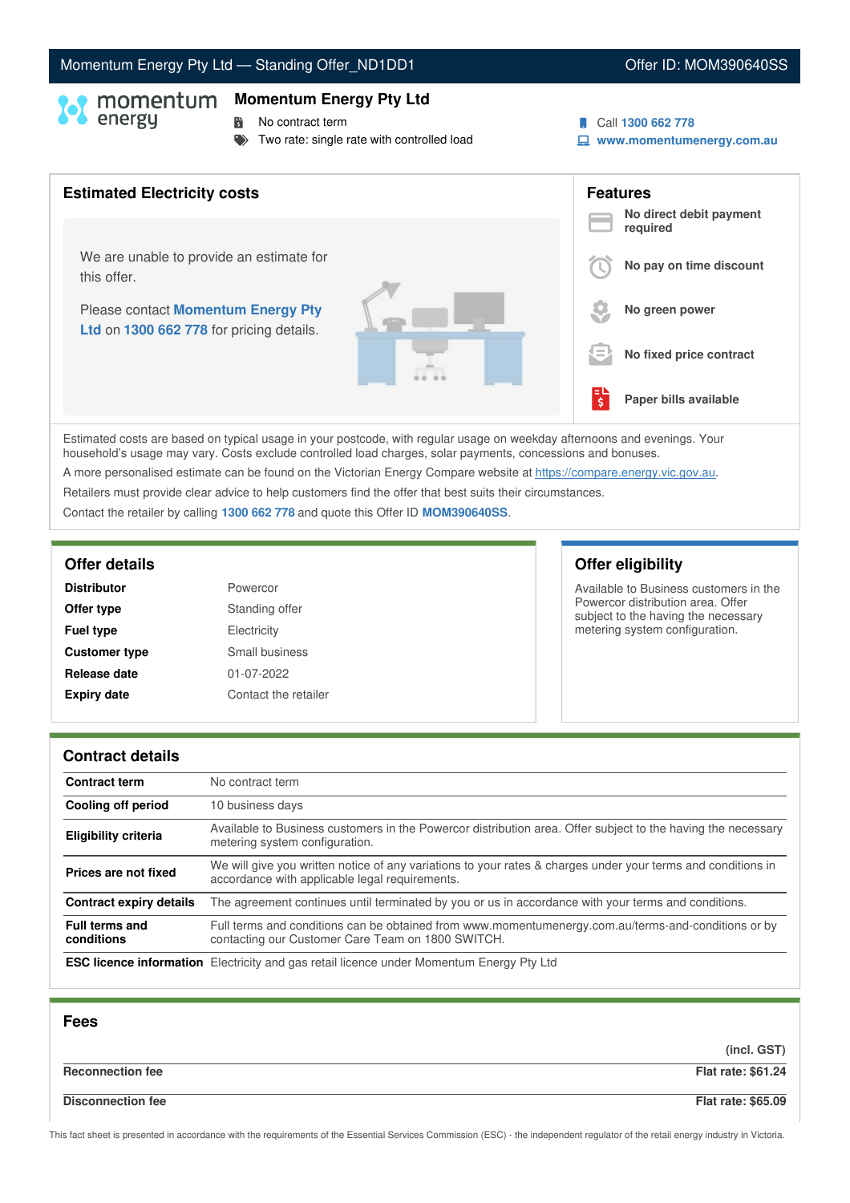Momentum Energy Pty Ltd — Standing Offer_ND1DD1 | Offer ID: MOM390640SS

# Momentum Energy Pty Ltd

- No contract term
- Two rate: single rate with controlled load

Call **1300 662 778**
**www.momentumenergy.com.au**

## Estimated Electricity costs

We are unable to provide an estimate for this offer.

Please contact **Momentum Energy Pty Ltd** on **1300 662 778** for pricing details.

## Features

- **No direct debit payment required**
- **No pay on time discount**
- **No green power**
- **No fixed price contract**
- **Paper bills available**

Estimated costs are based on typical usage in your postcode, with regular usage on weekday afternoons and evenings. Your household's usage may vary. Costs exclude controlled load charges, solar payments, concessions and bonuses.

A more personalised estimate can be found on the Victorian Energy Compare website at https://compare.energy.vic.gov.au.

Retailers must provide clear advice to help customers find the offer that best suits their circumstances.

Contact the retailer by calling **1300 662 778** and quote this Offer ID **MOM390640SS**.

## Offer details

| | |
|---|---|
| **Distributor** | Powercor |
| **Offer type** | Standing offer |
| **Fuel type** | Electricity |
| **Customer type** | Small business |
| **Release date** | 01-07-2022 |
| **Expiry date** | Contact the retailer |

## Offer eligibility

Available to Business customers in the Powercor distribution area. Offer subject to the having the necessary metering system configuration.

## Contract details

| | |
|---|---|
| **Contract term** | No contract term |
| **Cooling off period** | 10 business days |
| **Eligibility criteria** | Available to Business customers in the Powercor distribution area. Offer subject to the having the necessary metering system configuration. |
| **Prices are not fixed** | We will give you written notice of any variations to your rates & charges under your terms and conditions in accordance with applicable legal requirements. |
| **Contract expiry details** | The agreement continues until terminated by you or us in accordance with your terms and conditions. |
| **Full terms and conditions** | Full terms and conditions can be obtained from www.momentumenergy.com.au/terms-and-conditions or by contacting our Customer Care Team on 1800 SWITCH. |
| **ESC licence information** | Electricity and gas retail licence under Momentum Energy Pty Ltd |

## Fees

| | (incl. GST) |
|---|---|
| **Reconnection fee** | **Flat rate: $61.24** |
| **Disconnection fee** | **Flat rate: $65.09** |

This fact sheet is presented in accordance with the requirements of the Essential Services Commission (ESC) - the independent regulator of the retail energy industry in Victoria.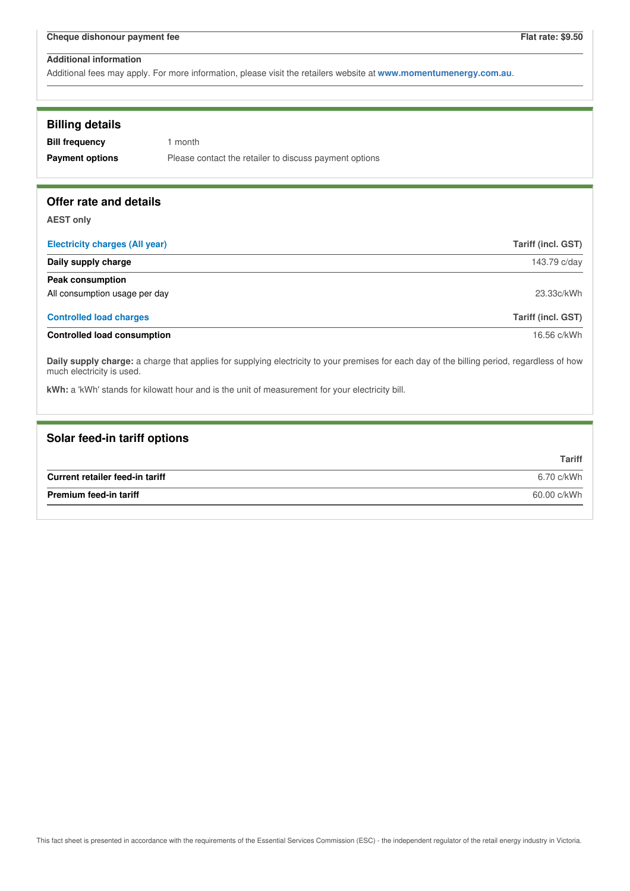| Cheque dishonour payment fee | Flat rate: $9.50 |
| --- | --- |

**Additional information**

Additional fees may apply. For more information, please visit the retailers website at **www.momentumenergy.com.au**.

## Billing details

**Bill frequency** 1 month

**Payment options** Please contact the retailer to discuss payment options

## Offer rate and details

**AEST only**

| Electricity charges (All year) | Tariff (incl. GST) |
| --- | --- |
| **Daily supply charge** | 143.79 c/day |
| **Peak consumption** | |
| All consumption usage per day | 23.33c/kWh |

| Controlled load charges | Tariff (incl. GST) |
| --- | --- |
| **Controlled load consumption** | 16.56 c/kWh |

**Daily supply charge:** a charge that applies for supplying electricity to your premises for each day of the billing period, regardless of how much electricity is used.

**kWh:** a 'kWh' stands for kilowatt hour and is the unit of measurement for your electricity bill.

## Solar feed-in tariff options

| | Tariff |
| --- | --- |
| **Current retailer feed-in tariff** | 6.70 c/kWh |
| **Premium feed-in tariff** | 60.00 c/kWh |

This fact sheet is presented in accordance with the requirements of the Essential Services Commission (ESC) - the independent regulator of the retail energy industry in Victoria.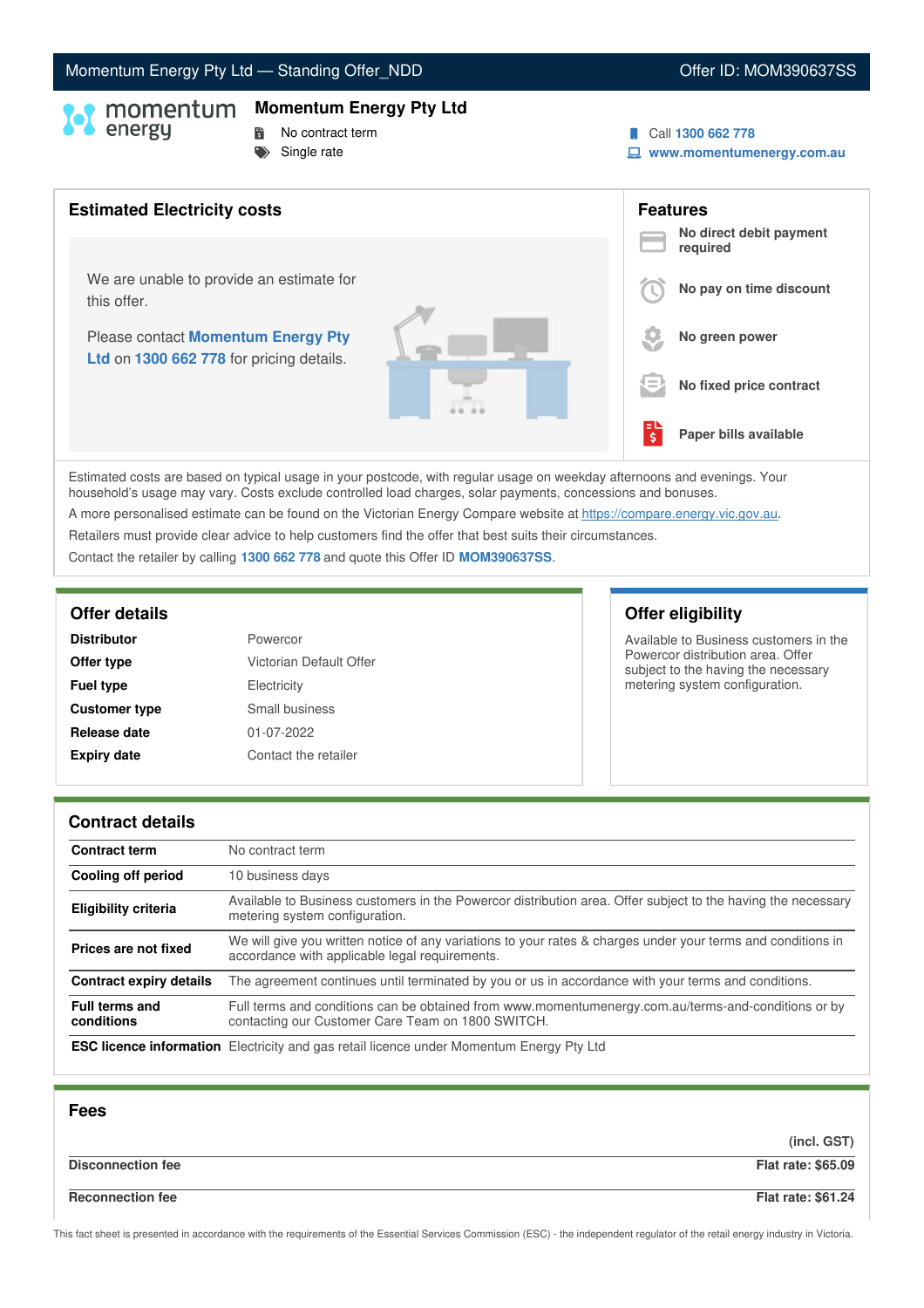Momentum Energy Pty Ltd — Standing Offer_NDD | Offer ID: MOM390637SS

## Momentum Energy Pty Ltd

- No contract term
- Single rate

Call **1300 662 778**
**www.momentumenergy.com.au**

## Estimated Electricity costs

We are unable to provide an estimate for this offer.

Please contact **Momentum Energy Pty Ltd** on **1300 662 778** for pricing details.

## Features

- **No direct debit payment required**
- **No pay on time discount**
- **No green power**
- **No fixed price contract**
- **Paper bills available**

Estimated costs are based on typical usage in your postcode, with regular usage on weekday afternoons and evenings. Your household's usage may vary. Costs exclude controlled load charges, solar payments, concessions and bonuses.

A more personalised estimate can be found on the Victorian Energy Compare website at https://compare.energy.vic.gov.au.

Retailers must provide clear advice to help customers find the offer that best suits their circumstances.

Contact the retailer by calling **1300 662 778** and quote this Offer ID **MOM390637SS**.

## Offer details

| | |
|---|---|
| **Distributor** | Powercor |
| **Offer type** | Victorian Default Offer |
| **Fuel type** | Electricity |
| **Customer type** | Small business |
| **Release date** | 01-07-2022 |
| **Expiry date** | Contact the retailer |

## Offer eligibility

Available to Business customers in the Powercor distribution area. Offer subject to the having the necessary metering system configuration.

## Contract details

| | |
|---|---|
| **Contract term** | No contract term |
| **Cooling off period** | 10 business days |
| **Eligibility criteria** | Available to Business customers in the Powercor distribution area. Offer subject to the having the necessary metering system configuration. |
| **Prices are not fixed** | We will give you written notice of any variations to your rates & charges under your terms and conditions in accordance with applicable legal requirements. |
| **Contract expiry details** | The agreement continues until terminated by you or us in accordance with your terms and conditions. |
| **Full terms and conditions** | Full terms and conditions can be obtained from www.momentumenergy.com.au/terms-and-conditions or by contacting our Customer Care Team on 1800 SWITCH. |
| **ESC licence information** | Electricity and gas retail licence under Momentum Energy Pty Ltd |

## Fees

| | (incl. GST) |
|---|---|
| **Disconnection fee** | **Flat rate: $65.09** |
| **Reconnection fee** | **Flat rate: $61.24** |

This fact sheet is presented in accordance with the requirements of the Essential Services Commission (ESC) - the independent regulator of the retail energy industry in Victoria.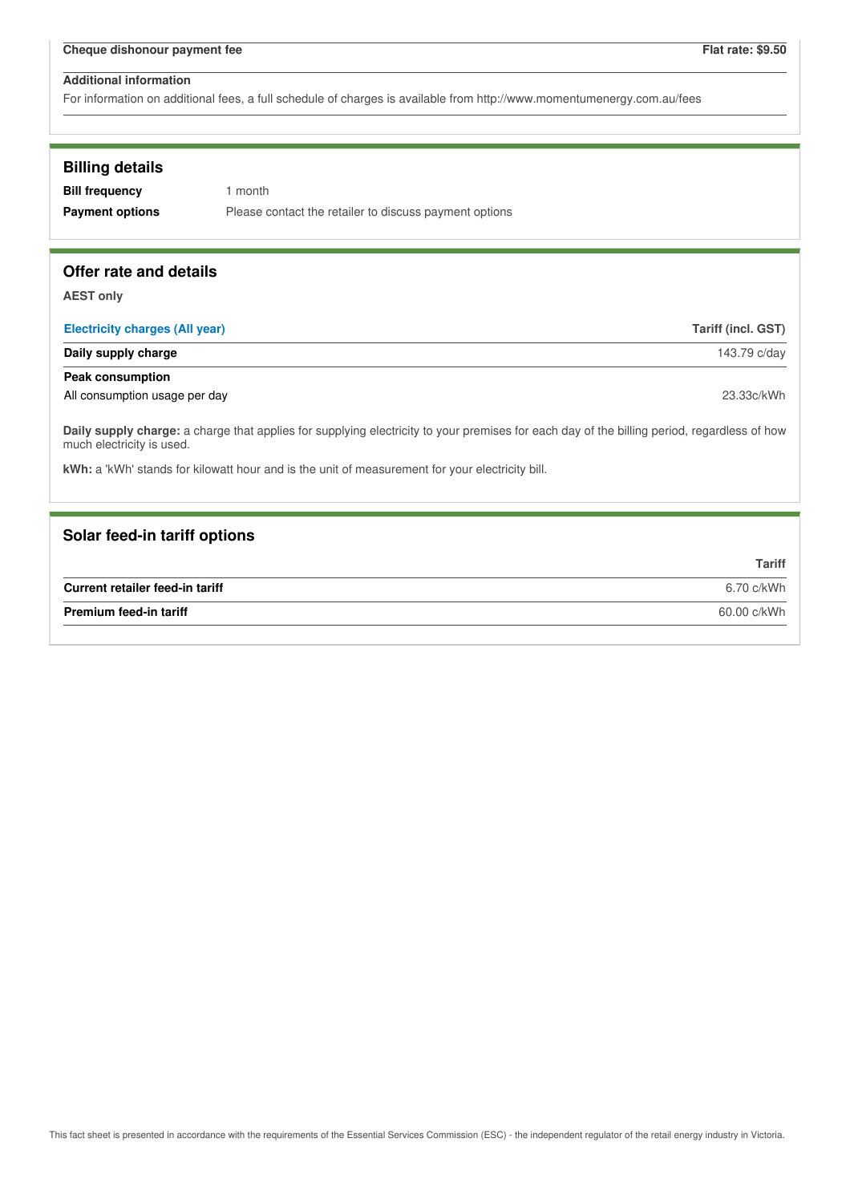| Cheque dishonour payment fee | Flat rate: $9.50 |
|---|---|

**Additional information**

For information on additional fees, a full schedule of charges is available from http://www.momentumenergy.com.au/fees

## Billing details

| | |
|---|---|
| **Bill frequency** | 1 month |
| **Payment options** | Please contact the retailer to discuss payment options |

## Offer rate and details

**AEST only**

| Electricity charges (All year) | Tariff (incl. GST) |
|---|---|
| **Daily supply charge** | 143.79 c/day |
| **Peak consumption** | |
| All consumption usage per day | 23.33c/kWh |

**Daily supply charge:** a charge that applies for supplying electricity to your premises for each day of the billing period, regardless of how much electricity is used.

**kWh:** a 'kWh' stands for kilowatt hour and is the unit of measurement for your electricity bill.

## Solar feed-in tariff options

| | Tariff |
|---|---|
| **Current retailer feed-in tariff** | 6.70 c/kWh |
| **Premium feed-in tariff** | 60.00 c/kWh |

This fact sheet is presented in accordance with the requirements of the Essential Services Commission (ESC) - the independent regulator of the retail energy industry in Victoria.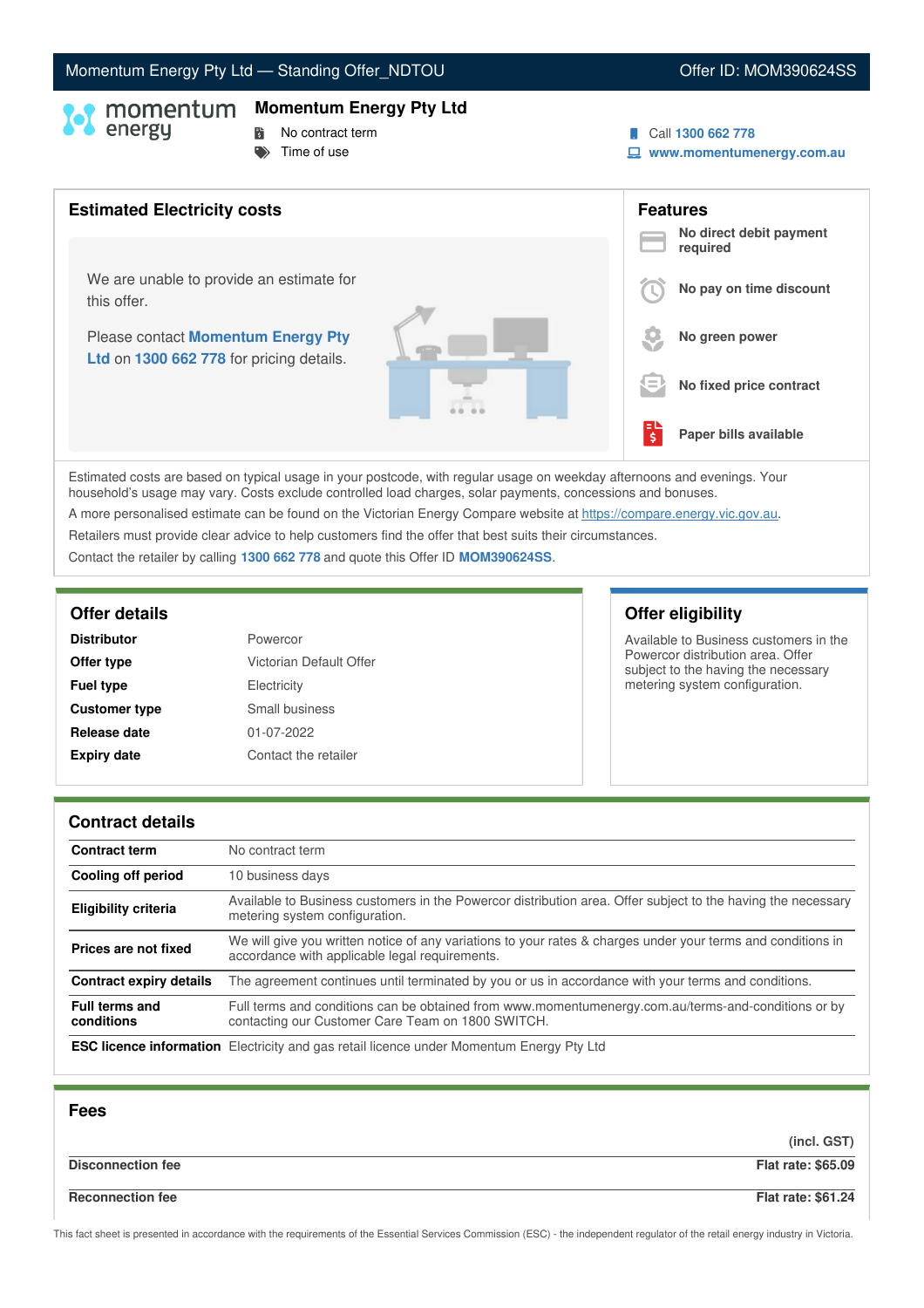Momentum Energy Pty Ltd — Standing Offer_NDTOU

Offer ID: MOM390624SS

# Momentum Energy Pty Ltd

- No contract term
- Time of use

Call **1300 662 778**

**www.momentumenergy.com.au**

## Estimated Electricity costs

We are unable to provide an estimate for this offer.

Please contact **Momentum Energy Pty Ltd** on **1300 662 778** for pricing details.

## Features

- **No direct debit payment required**
- **No pay on time discount**
- **No green power**
- **No fixed price contract**
- **Paper bills available**

Estimated costs are based on typical usage in your postcode, with regular usage on weekday afternoons and evenings. Your household's usage may vary. Costs exclude controlled load charges, solar payments, concessions and bonuses.

A more personalised estimate can be found on the Victorian Energy Compare website at https://compare.energy.vic.gov.au.

Retailers must provide clear advice to help customers find the offer that best suits their circumstances.

Contact the retailer by calling **1300 662 778** and quote this Offer ID **MOM390624SS**.

## Offer details

| | |
|---|---|
| **Distributor** | Powercor |
| **Offer type** | Victorian Default Offer |
| **Fuel type** | Electricity |
| **Customer type** | Small business |
| **Release date** | 01-07-2022 |
| **Expiry date** | Contact the retailer |

## Offer eligibility

Available to Business customers in the Powercor distribution area. Offer subject to the having the necessary metering system configuration.

## Contract details

| | |
|---|---|
| **Contract term** | No contract term |
| **Cooling off period** | 10 business days |
| **Eligibility criteria** | Available to Business customers in the Powercor distribution area. Offer subject to the having the necessary metering system configuration. |
| **Prices are not fixed** | We will give you written notice of any variations to your rates & charges under your terms and conditions in accordance with applicable legal requirements. |
| **Contract expiry details** | The agreement continues until terminated by you or us in accordance with your terms and conditions. |
| **Full terms and conditions** | Full terms and conditions can be obtained from www.momentumenergy.com.au/terms-and-conditions or by contacting our Customer Care Team on 1800 SWITCH. |
| **ESC licence information** | Electricity and gas retail licence under Momentum Energy Pty Ltd |

## Fees

| | (incl. GST) |
|---|---|
| **Disconnection fee** | **Flat rate: $65.09** |
| **Reconnection fee** | **Flat rate: $61.24** |

This fact sheet is presented in accordance with the requirements of the Essential Services Commission (ESC) - the independent regulator of the retail energy industry in Victoria.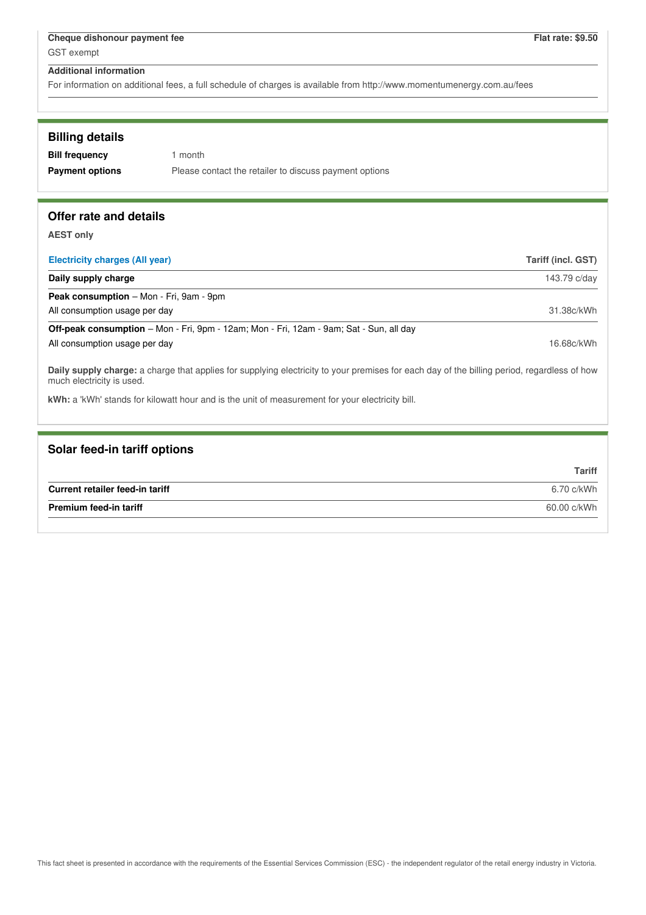| Cheque dishonour payment fee | Flat rate: $9.50 |
| --- | --- |
| GST exempt | |

**Additional information**

For information on additional fees, a full schedule of charges is available from http://www.momentumenergy.com.au/fees

## Billing details

| | |
| --- | --- |
| **Bill frequency** | 1 month |
| **Payment options** | Please contact the retailer to discuss payment options |

## Offer rate and details

**AEST only**

| Electricity charges (All year) | Tariff (incl. GST) |
| --- | --- |
| **Daily supply charge** | 143.79 c/day |
| **Peak consumption** – Mon - Fri, 9am - 9pm | |
| All consumption usage per day | 31.38c/kWh |
| **Off-peak consumption** – Mon - Fri, 9pm - 12am; Mon - Fri, 12am - 9am; Sat - Sun, all day | |
| All consumption usage per day | 16.68c/kWh |

**Daily supply charge:** a charge that applies for supplying electricity to your premises for each day of the billing period, regardless of how much electricity is used.

**kWh:** a 'kWh' stands for kilowatt hour and is the unit of measurement for your electricity bill.

## Solar feed-in tariff options

| | Tariff |
| --- | --- |
| **Current retailer feed-in tariff** | 6.70 c/kWh |
| **Premium feed-in tariff** | 60.00 c/kWh |

This fact sheet is presented in accordance with the requirements of the Essential Services Commission (ESC) - the independent regulator of the retail energy industry in Victoria.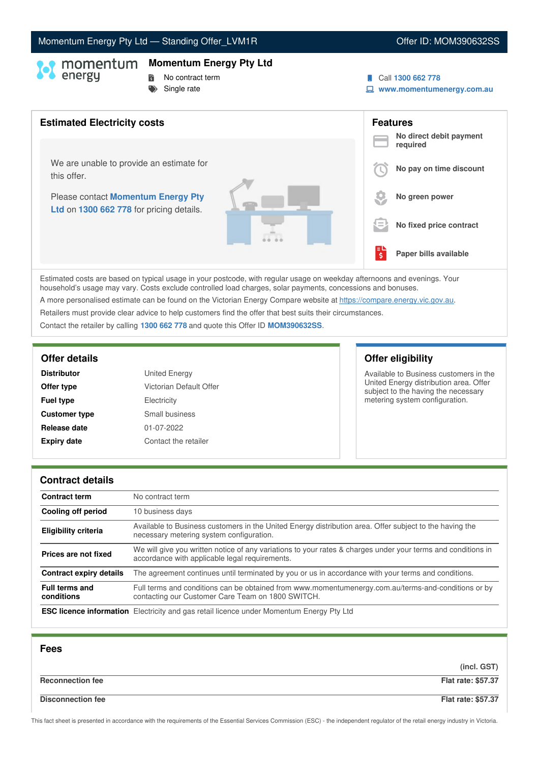Momentum Energy Pty Ltd — Standing Offer_LVM1R

Offer ID: MOM390632SS

# Momentum Energy Pty Ltd

- No contract term
- Single rate

Call **1300 662 778**

**www.momentumenergy.com.au**

## Estimated Electricity costs

We are unable to provide an estimate for this offer.

Please contact **Momentum Energy Pty Ltd** on **1300 662 778** for pricing details.

## Features

- **No direct debit payment required**
- **No pay on time discount**
- **No green power**
- **No fixed price contract**
- **Paper bills available**

Estimated costs are based on typical usage in your postcode, with regular usage on weekday afternoons and evenings. Your household's usage may vary. Costs exclude controlled load charges, solar payments, concessions and bonuses.

A more personalised estimate can be found on the Victorian Energy Compare website at https://compare.energy.vic.gov.au.

Retailers must provide clear advice to help customers find the offer that best suits their circumstances.

Contact the retailer by calling **1300 662 778** and quote this Offer ID **MOM390632SS**.

## Offer details

| | |
|---|---|
| **Distributor** | United Energy |
| **Offer type** | Victorian Default Offer |
| **Fuel type** | Electricity |
| **Customer type** | Small business |
| **Release date** | 01-07-2022 |
| **Expiry date** | Contact the retailer |

## Offer eligibility

Available to Business customers in the United Energy distribution area. Offer subject to the having the necessary metering system configuration.

## Contract details

| | |
|---|---|
| **Contract term** | No contract term |
| **Cooling off period** | 10 business days |
| **Eligibility criteria** | Available to Business customers in the United Energy distribution area. Offer subject to the having the necessary metering system configuration. |
| **Prices are not fixed** | We will give you written notice of any variations to your rates & charges under your terms and conditions in accordance with applicable legal requirements. |
| **Contract expiry details** | The agreement continues until terminated by you or us in accordance with your terms and conditions. |
| **Full terms and conditions** | Full terms and conditions can be obtained from www.momentumenergy.com.au/terms-and-conditions or by contacting our Customer Care Team on 1800 SWITCH. |
| **ESC licence information** | Electricity and gas retail licence under Momentum Energy Pty Ltd |

## Fees

| | (incl. GST) |
|---|---|
| **Reconnection fee** | **Flat rate: $57.37** |
| **Disconnection fee** | **Flat rate: $57.37** |

This fact sheet is presented in accordance with the requirements of the Essential Services Commission (ESC) - the independent regulator of the retail energy industry in Victoria.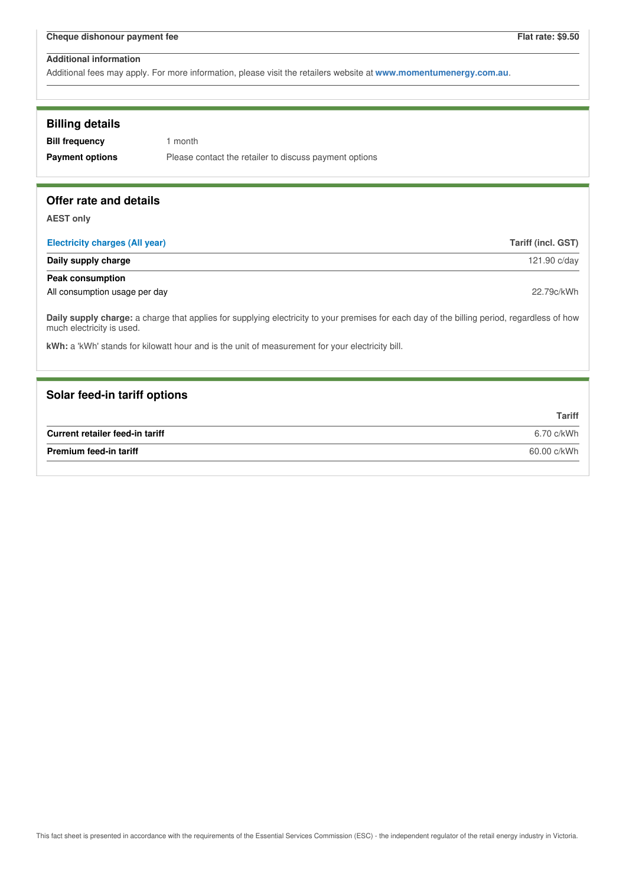| Cheque dishonour payment fee | Flat rate: $9.50 |
|---|---|

**Additional information**

Additional fees may apply. For more information, please visit the retailers website at **www.momentumenergy.com.au**.

## Billing details

**Bill frequency** 1 month

**Payment options** Please contact the retailer to discuss payment options

## Offer rate and details

**AEST only**

| Electricity charges (All year) | Tariff (incl. GST) |
|---|---|
| **Daily supply charge** | 121.90 c/day |
| **Peak consumption** | |
| All consumption usage per day | 22.79c/kWh |

**Daily supply charge:** a charge that applies for supplying electricity to your premises for each day of the billing period, regardless of how much electricity is used.

**kWh:** a 'kWh' stands for kilowatt hour and is the unit of measurement for your electricity bill.

## Solar feed-in tariff options

| | Tariff |
|---|---|
| **Current retailer feed-in tariff** | 6.70 c/kWh |
| **Premium feed-in tariff** | 60.00 c/kWh |

This fact sheet is presented in accordance with the requirements of the Essential Services Commission (ESC) - the independent regulator of the retail energy industry in Victoria.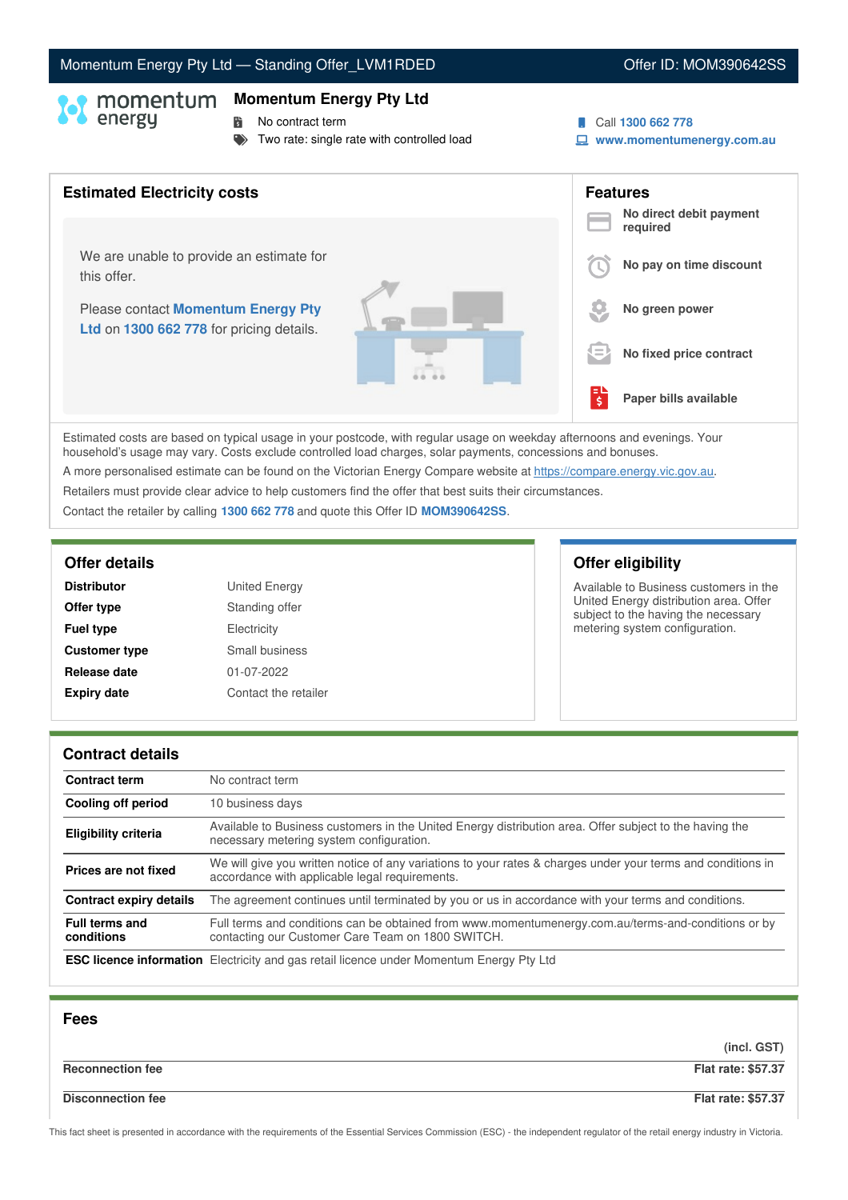Momentum Energy Pty Ltd — Standing Offer_LVM1RDED | Offer ID: MOM390642SS

# Momentum Energy Pty Ltd

- No contract term
- Two rate: single rate with controlled load

Call **1300 662 778**
**www.momentumenergy.com.au**

## Estimated Electricity costs

We are unable to provide an estimate for this offer.

Please contact **Momentum Energy Pty Ltd** on **1300 662 778** for pricing details.

## Features

- **No direct debit payment required**
- **No pay on time discount**
- **No green power**
- **No fixed price contract**
- **Paper bills available**

Estimated costs are based on typical usage in your postcode, with regular usage on weekday afternoons and evenings. Your household's usage may vary. Costs exclude controlled load charges, solar payments, concessions and bonuses.

A more personalised estimate can be found on the Victorian Energy Compare website at https://compare.energy.vic.gov.au.

Retailers must provide clear advice to help customers find the offer that best suits their circumstances.

Contact the retailer by calling **1300 662 778** and quote this Offer ID **MOM390642SS**.

## Offer details

| | |
|---|---|
| **Distributor** | United Energy |
| **Offer type** | Standing offer |
| **Fuel type** | Electricity |
| **Customer type** | Small business |
| **Release date** | 01-07-2022 |
| **Expiry date** | Contact the retailer |

## Offer eligibility

Available to Business customers in the United Energy distribution area. Offer subject to the having the necessary metering system configuration.

## Contract details

| | |
|---|---|
| **Contract term** | No contract term |
| **Cooling off period** | 10 business days |
| **Eligibility criteria** | Available to Business customers in the United Energy distribution area. Offer subject to the having the necessary metering system configuration. |
| **Prices are not fixed** | We will give you written notice of any variations to your rates & charges under your terms and conditions in accordance with applicable legal requirements. |
| **Contract expiry details** | The agreement continues until terminated by you or us in accordance with your terms and conditions. |
| **Full terms and conditions** | Full terms and conditions can be obtained from www.momentumenergy.com.au/terms-and-conditions or by contacting our Customer Care Team on 1800 SWITCH. |
| **ESC licence information** | Electricity and gas retail licence under Momentum Energy Pty Ltd |

## Fees

| | (incl. GST) |
|---|---|
| **Reconnection fee** | **Flat rate: $57.37** |
| **Disconnection fee** | **Flat rate: $57.37** |

This fact sheet is presented in accordance with the requirements of the Essential Services Commission (ESC) - the independent regulator of the retail energy industry in Victoria.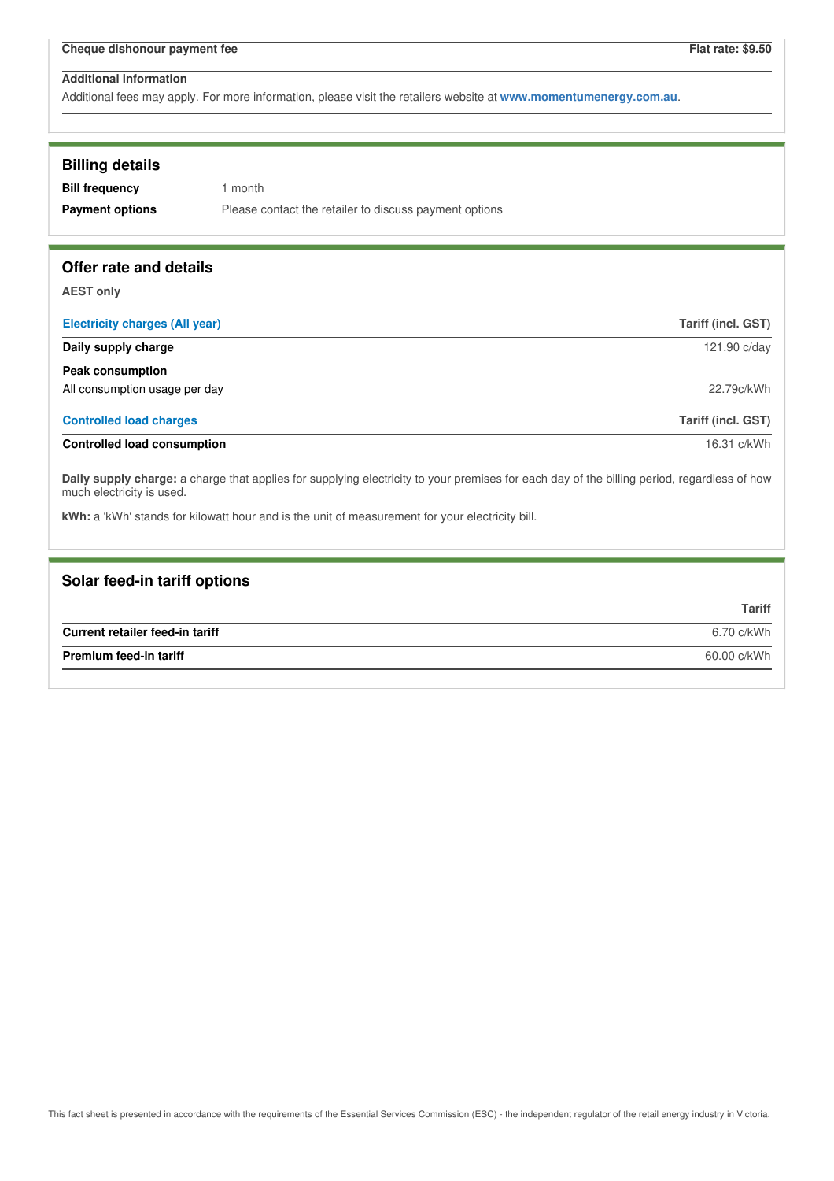| Cheque dishonour payment fee | Flat rate: $9.50 |
| --- | --- |

**Additional information**

Additional fees may apply. For more information, please visit the retailers website at **www.momentumenergy.com.au**.

## Billing details

| | |
| --- | --- |
| **Bill frequency** | 1 month |
| **Payment options** | Please contact the retailer to discuss payment options |

## Offer rate and details

**AEST only**

| Electricity charges (All year) | Tariff (incl. GST) |
| --- | --- |
| **Daily supply charge** | 121.90 c/day |
| **Peak consumption** | |
| All consumption usage per day | 22.79c/kWh |

| Controlled load charges | Tariff (incl. GST) |
| --- | --- |
| **Controlled load consumption** | 16.31 c/kWh |

**Daily supply charge:** a charge that applies for supplying electricity to your premises for each day of the billing period, regardless of how much electricity is used.

**kWh:** a 'kWh' stands for kilowatt hour and is the unit of measurement for your electricity bill.

## Solar feed-in tariff options

| | Tariff |
| --- | --- |
| **Current retailer feed-in tariff** | 6.70 c/kWh |
| **Premium feed-in tariff** | 60.00 c/kWh |

This fact sheet is presented in accordance with the requirements of the Essential Services Commission (ESC) - the independent regulator of the retail energy industry in Victoria.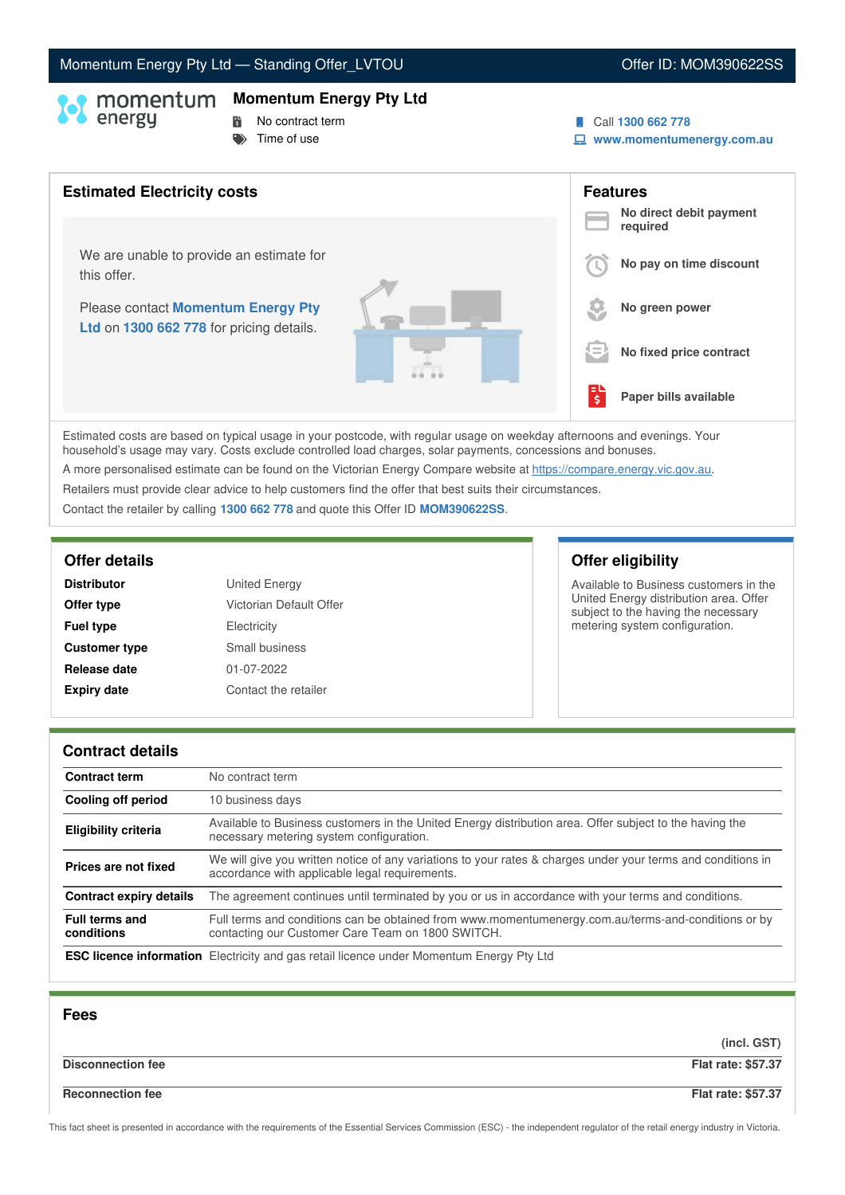Momentum Energy Pty Ltd — Standing Offer_LVTOU | Offer ID: MOM390622SS

## Momentum Energy Pty Ltd

- No contract term
- Time of use

Call **1300 662 778**
**www.momentumenergy.com.au**

## Estimated Electricity costs

We are unable to provide an estimate for this offer.

Please contact **Momentum Energy Pty Ltd** on **1300 662 778** for pricing details.

## Features

- **No direct debit payment required**
- **No pay on time discount**
- **No green power**
- **No fixed price contract**
- **Paper bills available**

Estimated costs are based on typical usage in your postcode, with regular usage on weekday afternoons and evenings. Your household's usage may vary. Costs exclude controlled load charges, solar payments, concessions and bonuses.

A more personalised estimate can be found on the Victorian Energy Compare website at https://compare.energy.vic.gov.au.

Retailers must provide clear advice to help customers find the offer that best suits their circumstances.

Contact the retailer by calling **1300 662 778** and quote this Offer ID **MOM390622SS**.

## Offer details

| | |
|---|---|
| **Distributor** | United Energy |
| **Offer type** | Victorian Default Offer |
| **Fuel type** | Electricity |
| **Customer type** | Small business |
| **Release date** | 01-07-2022 |
| **Expiry date** | Contact the retailer |

## Offer eligibility

Available to Business customers in the United Energy distribution area. Offer subject to the having the necessary metering system configuration.

## Contract details

| | |
|---|---|
| **Contract term** | No contract term |
| **Cooling off period** | 10 business days |
| **Eligibility criteria** | Available to Business customers in the United Energy distribution area. Offer subject to the having the necessary metering system configuration. |
| **Prices are not fixed** | We will give you written notice of any variations to your rates & charges under your terms and conditions in accordance with applicable legal requirements. |
| **Contract expiry details** | The agreement continues until terminated by you or us in accordance with your terms and conditions. |
| **Full terms and conditions** | Full terms and conditions can be obtained from www.momentumenergy.com.au/terms-and-conditions or by contacting our Customer Care Team on 1800 SWITCH. |
| **ESC licence information** | Electricity and gas retail licence under Momentum Energy Pty Ltd |

## Fees

| | (incl. GST) |
|---|---|
| **Disconnection fee** | **Flat rate: $57.37** |
| **Reconnection fee** | **Flat rate: $57.37** |

This fact sheet is presented in accordance with the requirements of the Essential Services Commission (ESC) - the independent regulator of the retail energy industry in Victoria.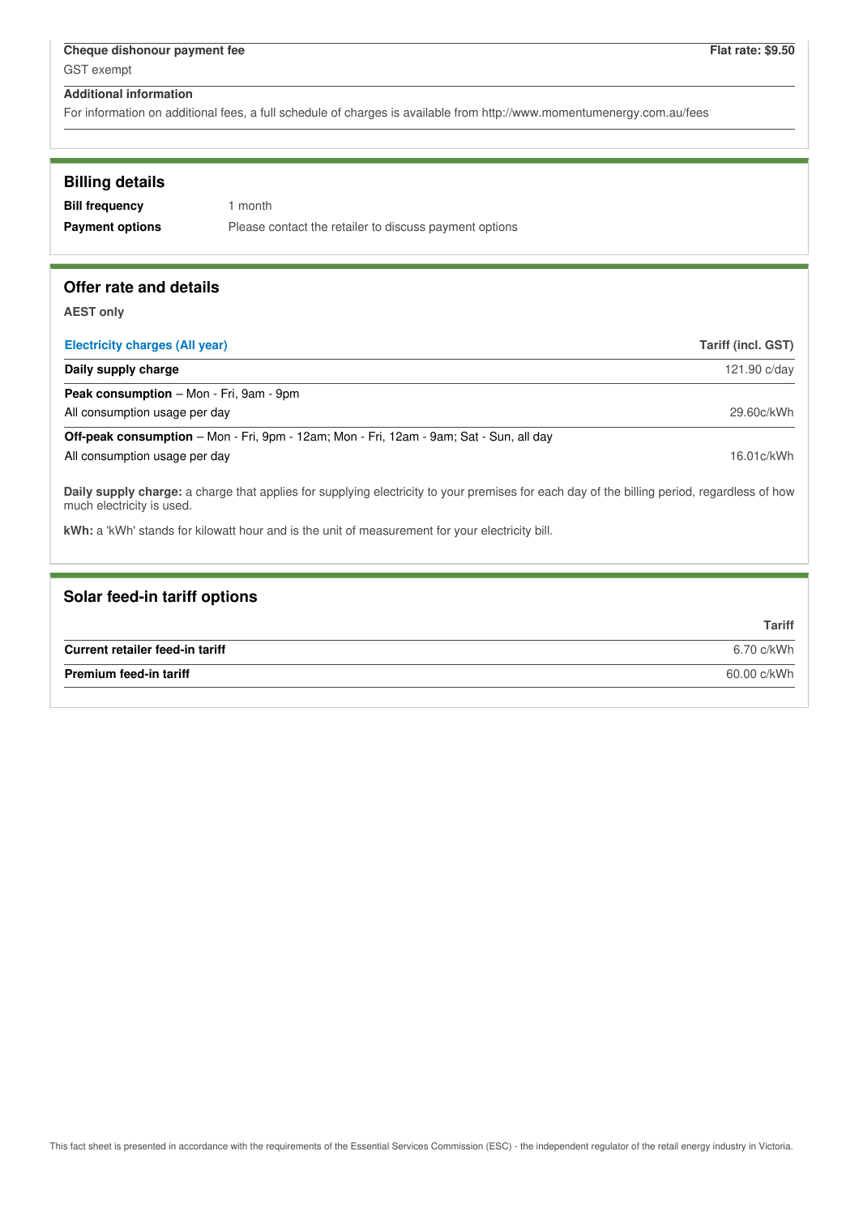| | |
|---|---|
| **Cheque dishonour payment fee** | **Flat rate: $9.50** |
| GST exempt | |

**Additional information**

For information on additional fees, a full schedule of charges is available from http://www.momentumenergy.com.au/fees

## Billing details

| | |
|---|---|
| **Bill frequency** | 1 month |
| **Payment options** | Please contact the retailer to discuss payment options |

## Offer rate and details

**AEST only**

| Electricity charges (All year) | Tariff (incl. GST) |
|---|---|
| **Daily supply charge** | 121.90 c/day |
| **Peak consumption** – Mon - Fri, 9am - 9pm | |
| All consumption usage per day | 29.60c/kWh |
| **Off-peak consumption** – Mon - Fri, 9pm - 12am; Mon - Fri, 12am - 9am; Sat - Sun, all day | |
| All consumption usage per day | 16.01c/kWh |

**Daily supply charge:** a charge that applies for supplying electricity to your premises for each day of the billing period, regardless of how much electricity is used.

**kWh:** a 'kWh' stands for kilowatt hour and is the unit of measurement for your electricity bill.

## Solar feed-in tariff options

| | Tariff |
|---|---|
| **Current retailer feed-in tariff** | 6.70 c/kWh |
| **Premium feed-in tariff** | 60.00 c/kWh |

This fact sheet is presented in accordance with the requirements of the Essential Services Commission (ESC) - the independent regulator of the retail energy industry in Victoria.